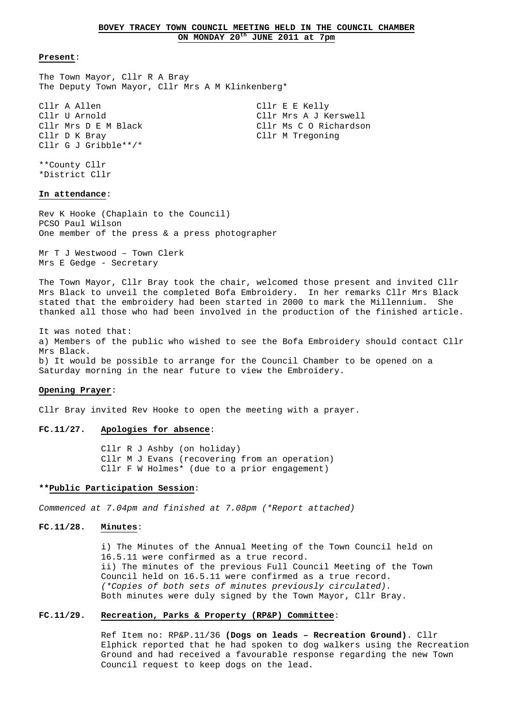# BOVEY TRACEY TOWN COUNCIL MEETING HELD IN THE COUNCIL CHAMBER ON MONDAY 20th JUNE 2011 at 7pm

**Present**:

The Town Mayor, Cllr R A Bray
The Deputy Town Mayor, Cllr Mrs A M Klinkenberg*

Cllr A Allen
Cllr U Arnold
Cllr Mrs D E M Black
Cllr D K Bray
Cllr G J Gribble**/*
Cllr E E Kelly
Cllr Mrs A J Kerswell
Cllr Ms C O Richardson
Cllr M Tregoning

**County Cllr
*District Cllr

**In attendance**:

Rev K Hooke (Chaplain to the Council)
PCSO Paul Wilson
One member of the press & a press photographer

Mr T J Westwood – Town Clerk
Mrs E Gedge - Secretary

The Town Mayor, Cllr Bray took the chair, welcomed those present and invited Cllr Mrs Black to unveil the completed Bofa Embroidery. In her remarks Cllr Mrs Black stated that the embroidery had been started in 2000 to mark the Millennium. She thanked all those who had been involved in the production of the finished article.

It was noted that:
a) Members of the public who wished to see the Bofa Embroidery should contact Cllr Mrs Black.
b) It would be possible to arrange for the Council Chamber to be opened on a Saturday morning in the near future to view the Embroidery.

**Opening Prayer**:

Cllr Bray invited Rev Hooke to open the meeting with a prayer.

**FC.11/27. Apologies for absence**:

Cllr R J Ashby (on holiday)
Cllr M J Evans (recovering from an operation)
Cllr F W Holmes* (due to a prior engagement)

****Public Participation Session**:

*Commenced at 7.04pm and finished at 7.08pm (*Report attached)*

**FC.11/28. Minutes**:

i) The Minutes of the Annual Meeting of the Town Council held on 16.5.11 were confirmed as a true record.
ii) The minutes of the previous Full Council Meeting of the Town Council held on 16.5.11 were confirmed as a true record.
*(*Copies of both sets of minutes previously circulated).*
Both minutes were duly signed by the Town Mayor, Cllr Bray.

**FC.11/29. Recreation, Parks & Property (RP&P) Committee**:

Ref Item no: RP&P.11/36 **(Dogs on leads – Recreation Ground)**. Cllr Elphick reported that he had spoken to dog walkers using the Recreation Ground and had received a favourable response regarding the new Town Council request to keep dogs on the lead.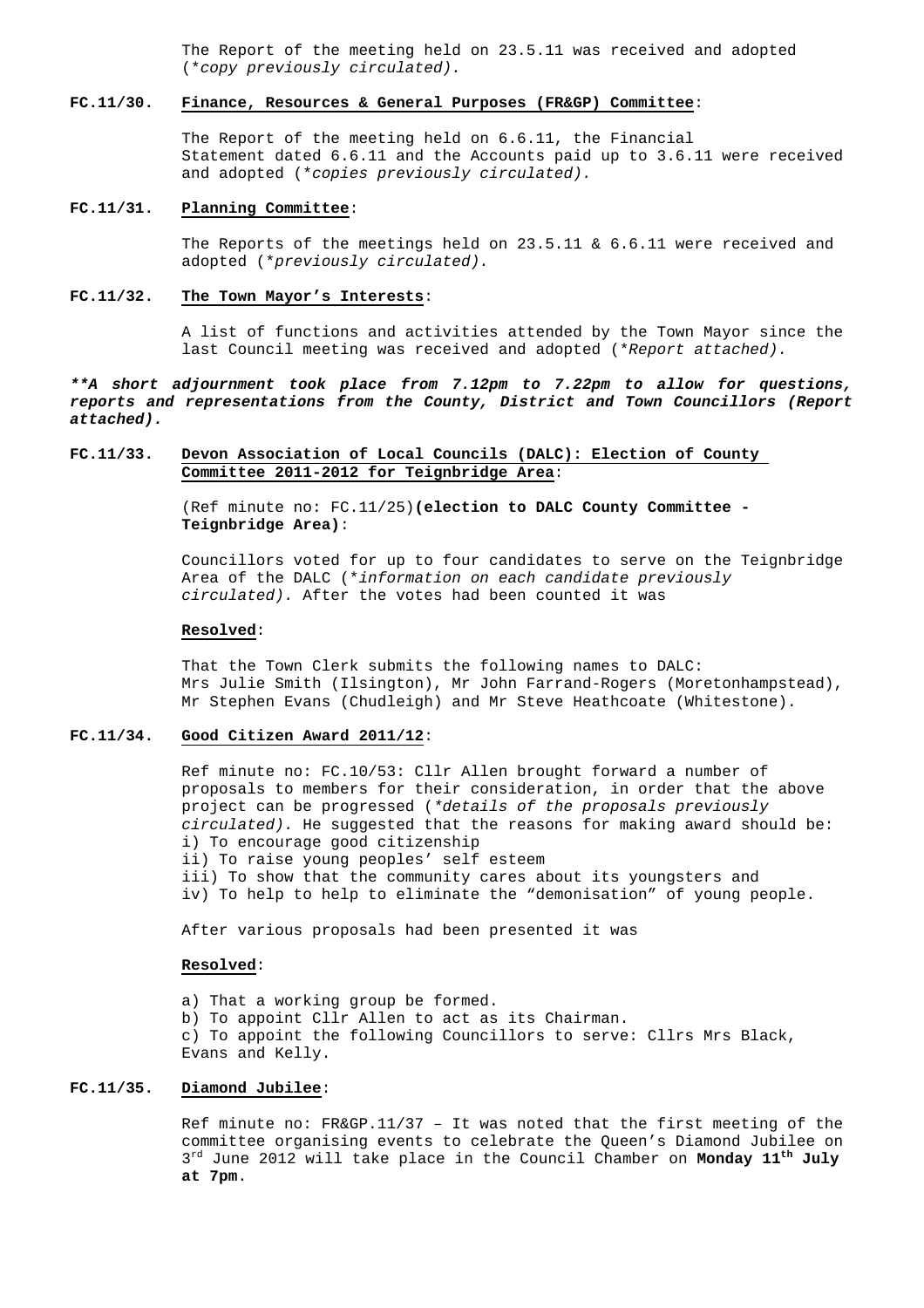The Report of the meeting held on 23.5.11 was received and adopted (*copy previously circulated).*

**FC.11/30. Finance, Resources & General Purposes (FR&GP) Committee**:

The Report of the meeting held on 6.6.11, the Financial Statement dated 6.6.11 and the Accounts paid up to 3.6.11 were received and adopted (*copies previously circulated).*

**FC.11/31. Planning Committee**:

The Reports of the meetings held on 23.5.11 & 6.6.11 were received and adopted (*previously circulated).*

**FC.11/32. The Town Mayor's Interests**:

A list of functions and activities attended by the Town Mayor since the last Council meeting was received and adopted (*Report attached).*

***\*\*A short adjournment took place from 7.12pm to 7.22pm to allow for questions, reports and representations from the County, District and Town Councillors (Report attached).***

**FC.11/33. Devon Association of Local Councils (DALC): Election of County Committee 2011-2012 for Teignbridge Area**:

(Ref minute no: FC.11/25)**(election to DALC County Committee - Teignbridge Area)**:

Councillors voted for up to four candidates to serve on the Teignbridge Area of the DALC (*information on each candidate previously circulated).* After the votes had been counted it was

**Resolved**:

That the Town Clerk submits the following names to DALC:
Mrs Julie Smith (Ilsington), Mr John Farrand-Rogers (Moretonhampstead), Mr Stephen Evans (Chudleigh) and Mr Steve Heathcoate (Whitestone).

**FC.11/34. Good Citizen Award 2011/12**:

Ref minute no: FC.10/53: Cllr Allen brought forward a number of proposals to members for their consideration, in order that the above project can be progressed (*details of the proposals previously circulated).* He suggested that the reasons for making award should be:
i) To encourage good citizenship
ii) To raise young peoples' self esteem
iii) To show that the community cares about its youngsters and
iv) To help to help to eliminate the "demonisation" of young people.

After various proposals had been presented it was

**Resolved**:

a) That a working group be formed.
b) To appoint Cllr Allen to act as its Chairman.
c) To appoint the following Councillors to serve: Cllrs Mrs Black, Evans and Kelly.

**FC.11/35. Diamond Jubilee**:

Ref minute no: FR&GP.11/37 – It was noted that the first meeting of the committee organising events to celebrate the Queen's Diamond Jubilee on 3rd June 2012 will take place in the Council Chamber on **Monday 11th July at 7pm**.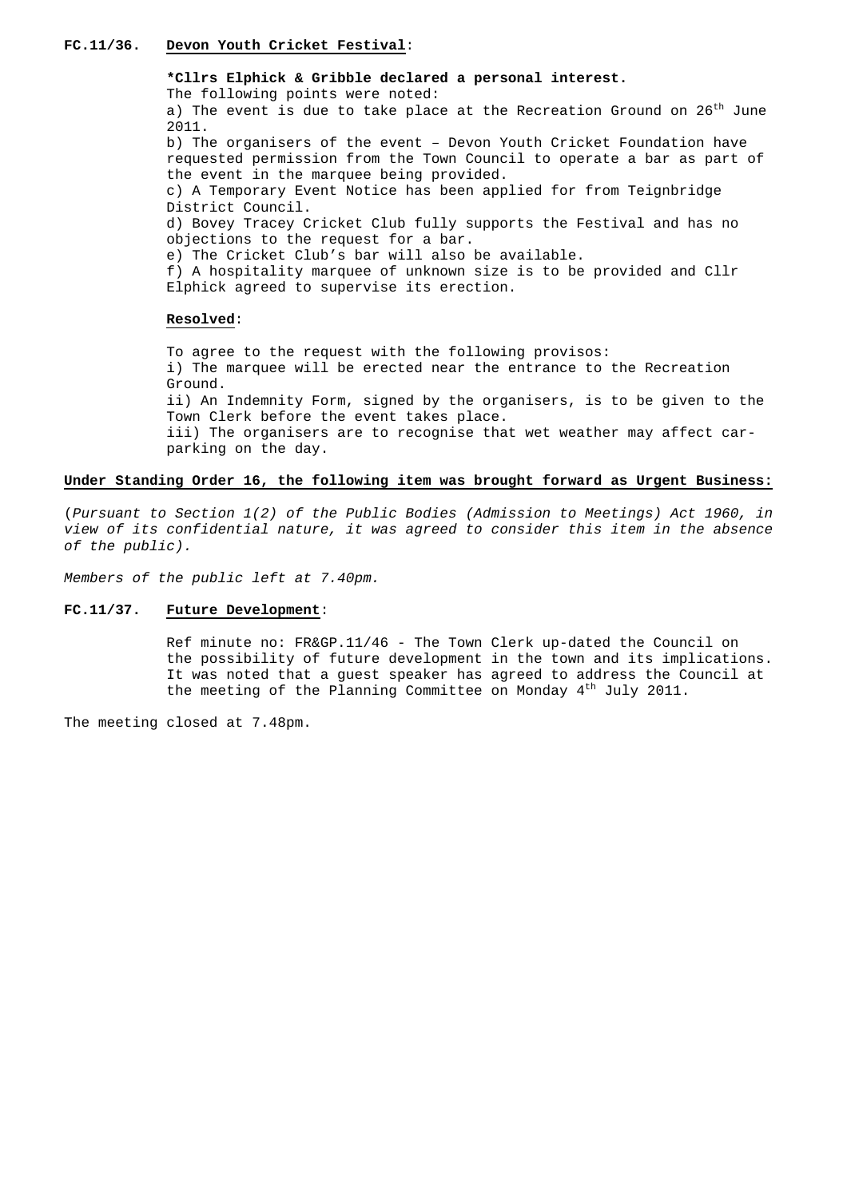**FC.11/36.** **Devon Youth Cricket Festival**:

**\*Cllrs Elphick & Gribble declared a personal interest.**

The following points were noted:

a) The event is due to take place at the Recreation Ground on 26th June 2011.

b) The organisers of the event – Devon Youth Cricket Foundation have requested permission from the Town Council to operate a bar as part of the event in the marquee being provided.

c) A Temporary Event Notice has been applied for from Teignbridge District Council.

d) Bovey Tracey Cricket Club fully supports the Festival and has no objections to the request for a bar.

e) The Cricket Club's bar will also be available.

f) A hospitality marquee of unknown size is to be provided and Cllr Elphick agreed to supervise its erection.

**Resolved**:

To agree to the request with the following provisos:

i) The marquee will be erected near the entrance to the Recreation Ground.

ii) An Indemnity Form, signed by the organisers, is to be given to the Town Clerk before the event takes place.

iii) The organisers are to recognise that wet weather may affect car-parking on the day.

**Under Standing Order 16, the following item was brought forward as Urgent Business:**

(*Pursuant to Section 1(2) of the Public Bodies (Admission to Meetings) Act 1960, in view of its confidential nature, it was agreed to consider this item in the absence of the public).*

*Members of the public left at 7.40pm.*

**FC.11/37.** **Future Development**:

Ref minute no: FR&GP.11/46 - The Town Clerk up-dated the Council on the possibility of future development in the town and its implications. It was noted that a guest speaker has agreed to address the Council at the meeting of the Planning Committee on Monday 4th July 2011.

The meeting closed at 7.48pm.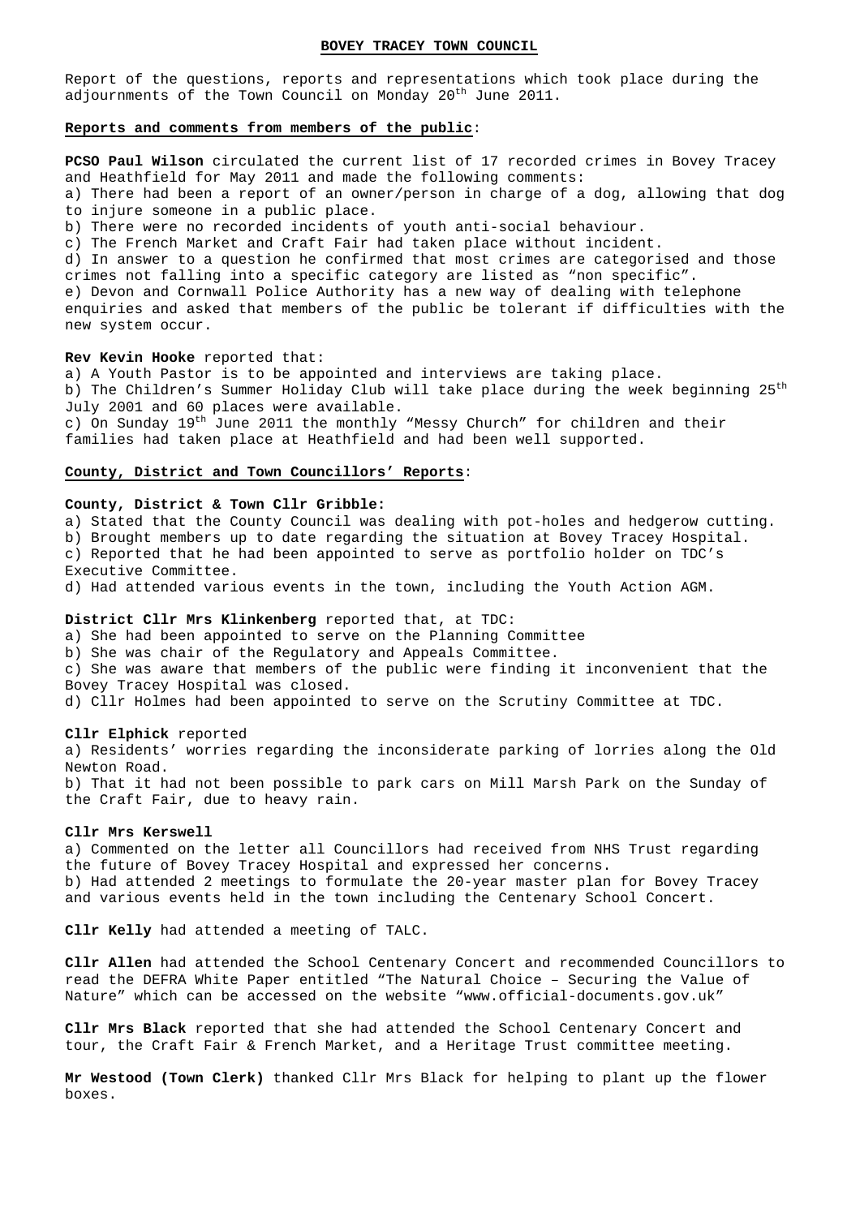# BOVEY TRACEY TOWN COUNCIL

Report of the questions, reports and representations which took place during the adjournments of the Town Council on Monday 20th June 2011.

## Reports and comments from members of the public:

**PCSO Paul Wilson** circulated the current list of 17 recorded crimes in Bovey Tracey and Heathfield for May 2011 and made the following comments:

a) There had been a report of an owner/person in charge of a dog, allowing that dog to injure someone in a public place.
b) There were no recorded incidents of youth anti-social behaviour.
c) The French Market and Craft Fair had taken place without incident.
d) In answer to a question he confirmed that most crimes are categorised and those crimes not falling into a specific category are listed as "non specific".
e) Devon and Cornwall Police Authority has a new way of dealing with telephone enquiries and asked that members of the public be tolerant if difficulties with the new system occur.

**Rev Kevin Hooke** reported that:

a) A Youth Pastor is to be appointed and interviews are taking place.
b) The Children's Summer Holiday Club will take place during the week beginning 25th July 2001 and 60 places were available.
c) On Sunday 19th June 2011 the monthly "Messy Church" for children and their families had taken place at Heathfield and had been well supported.

## County, District and Town Councillors' Reports:

**County, District & Town Cllr Gribble:**

a) Stated that the County Council was dealing with pot-holes and hedgerow cutting.
b) Brought members up to date regarding the situation at Bovey Tracey Hospital.
c) Reported that he had been appointed to serve as portfolio holder on TDC's Executive Committee.
d) Had attended various events in the town, including the Youth Action AGM.

**District Cllr Mrs Klinkenberg** reported that, at TDC:

a) She had been appointed to serve on the Planning Committee
b) She was chair of the Regulatory and Appeals Committee.
c) She was aware that members of the public were finding it inconvenient that the Bovey Tracey Hospital was closed.
d) Cllr Holmes had been appointed to serve on the Scrutiny Committee at TDC.

**Cllr Elphick** reported

a) Residents' worries regarding the inconsiderate parking of lorries along the Old Newton Road.
b) That it had not been possible to park cars on Mill Marsh Park on the Sunday of the Craft Fair, due to heavy rain.

**Cllr Mrs Kerswell**

a) Commented on the letter all Councillors had received from NHS Trust regarding the future of Bovey Tracey Hospital and expressed her concerns.
b) Had attended 2 meetings to formulate the 20-year master plan for Bovey Tracey and various events held in the town including the Centenary School Concert.

**Cllr Kelly** had attended a meeting of TALC.

**Cllr Allen** had attended the School Centenary Concert and recommended Councillors to read the DEFRA White Paper entitled "The Natural Choice – Securing the Value of Nature" which can be accessed on the website "www.official-documents.gov.uk"

**Cllr Mrs Black** reported that she had attended the School Centenary Concert and tour, the Craft Fair & French Market, and a Heritage Trust committee meeting.

**Mr Westood (Town Clerk)** thanked Cllr Mrs Black for helping to plant up the flower boxes.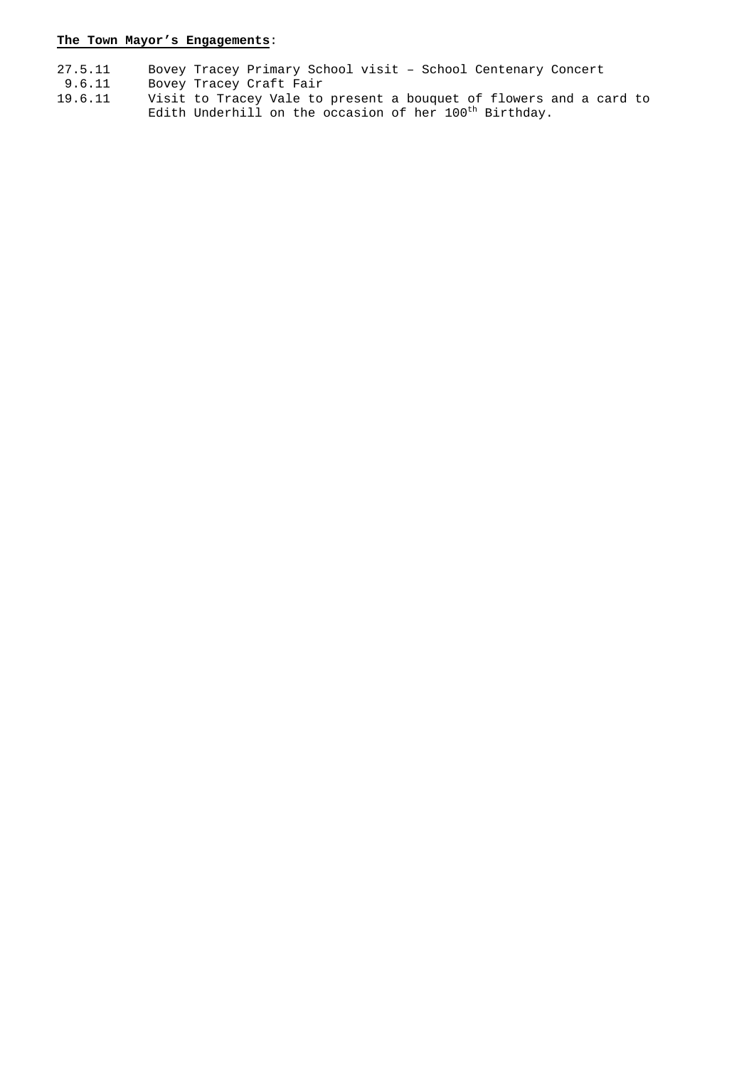**The Town Mayor's Engagements**:

| | |
|---|---|
| 27.5.11 | Bovey Tracey Primary School visit – School Centenary Concert |
| 9.6.11 | Bovey Tracey Craft Fair |
| 19.6.11 | Visit to Tracey Vale to present a bouquet of flowers and a card to Edith Underhill on the occasion of her 100th Birthday. |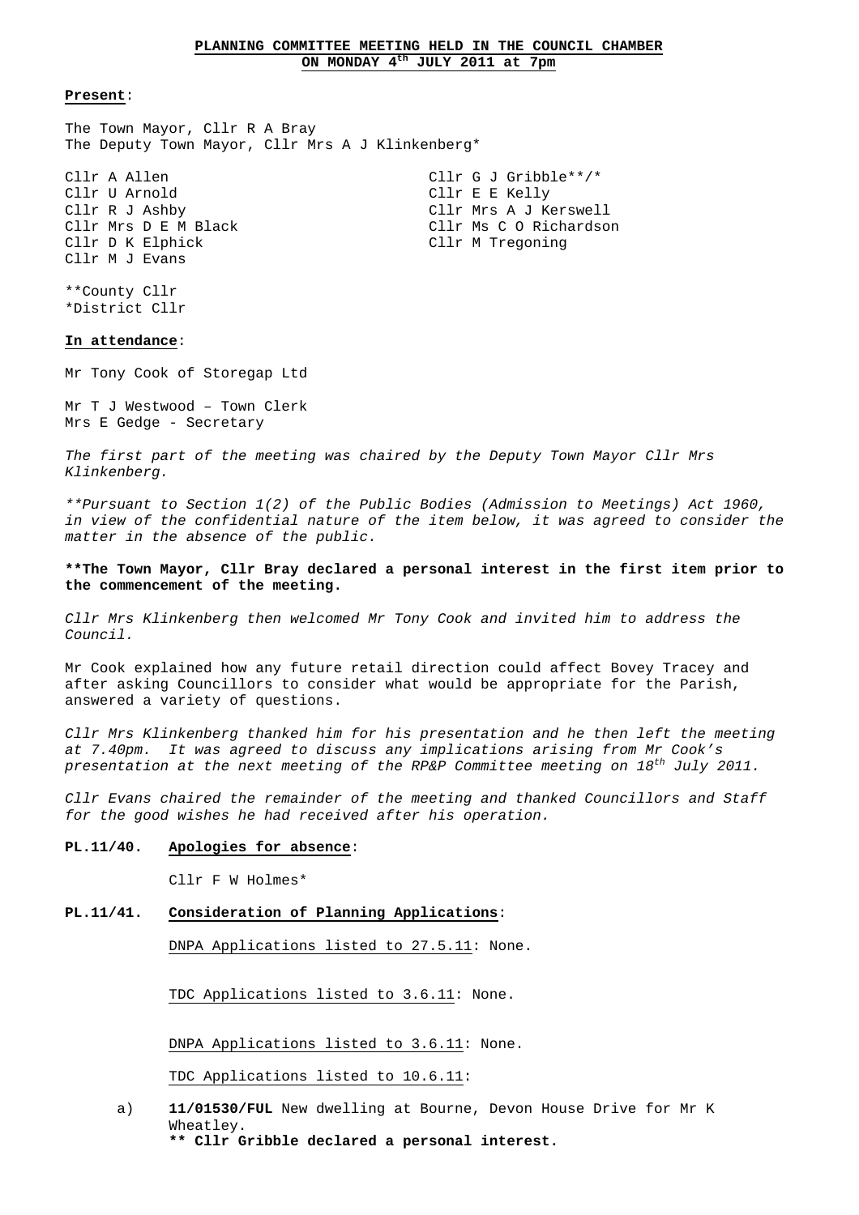**PLANNING COMMITTEE MEETING HELD IN THE COUNCIL CHAMBER**
**ON MONDAY 4th JULY 2011 at 7pm**

**Present**:

The Town Mayor, Cllr R A Bray
The Deputy Town Mayor, Cllr Mrs A J Klinkenberg*

Cllr A Allen
Cllr U Arnold
Cllr R J Ashby
Cllr Mrs D E M Black
Cllr D K Elphick
Cllr M J Evans
Cllr G J Gribble**/*
Cllr E E Kelly
Cllr Mrs A J Kerswell
Cllr Ms C O Richardson
Cllr M Tregoning

**County Cllr
*District Cllr

**In attendance**:

Mr Tony Cook of Storegap Ltd

Mr T J Westwood – Town Clerk
Mrs E Gedge - Secretary

*The first part of the meeting was chaired by the Deputy Town Mayor Cllr Mrs Klinkenberg.*

*\*\*Pursuant to Section 1(2) of the Public Bodies (Admission to Meetings) Act 1960, in view of the confidential nature of the item below, it was agreed to consider the matter in the absence of the public.*

**\*\*The Town Mayor, Cllr Bray declared a personal interest in the first item prior to the commencement of the meeting.**

*Cllr Mrs Klinkenberg then welcomed Mr Tony Cook and invited him to address the Council.*

Mr Cook explained how any future retail direction could affect Bovey Tracey and after asking Councillors to consider what would be appropriate for the Parish, answered a variety of questions.

*Cllr Mrs Klinkenberg thanked him for his presentation and he then left the meeting at 7.40pm. It was agreed to discuss any implications arising from Mr Cook's presentation at the next meeting of the RP&P Committee meeting on 18th July 2011.*

*Cllr Evans chaired the remainder of the meeting and thanked Councillors and Staff for the good wishes he had received after his operation.*

**PL.11/40. Apologies for absence**:

Cllr F W Holmes*

**PL.11/41. Consideration of Planning Applications**:

DNPA Applications listed to 27.5.11: None.

TDC Applications listed to 3.6.11: None.

DNPA Applications listed to 3.6.11: None.

TDC Applications listed to 10.6.11:

a) **11/01530/FUL** New dwelling at Bourne, Devon House Drive for Mr K Wheatley.
**\*\* Cllr Gribble declared a personal interest.**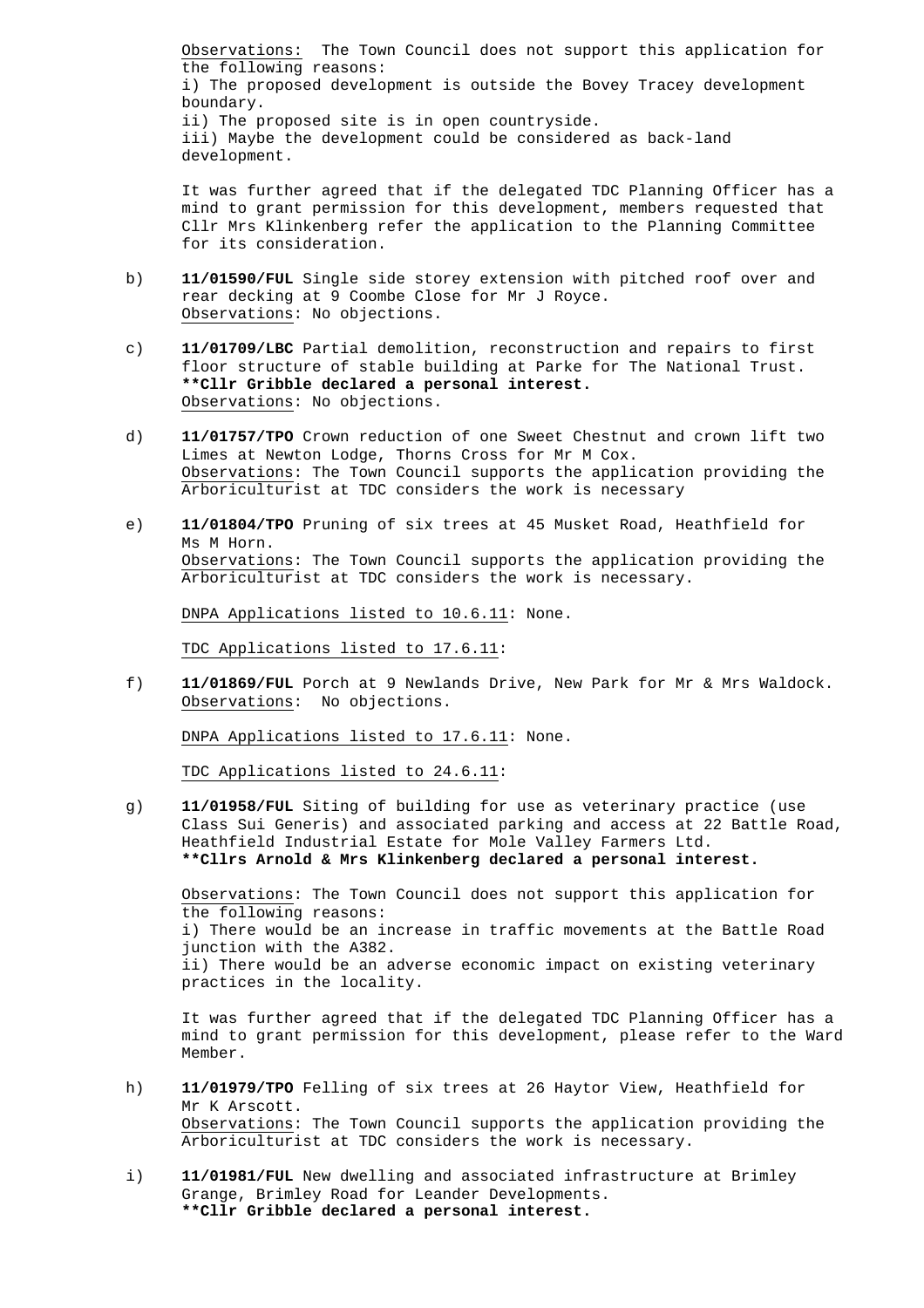Observations: The Town Council does not support this application for the following reasons:
i) The proposed development is outside the Bovey Tracey development boundary.
ii) The proposed site is in open countryside.
iii) Maybe the development could be considered as back-land development.

It was further agreed that if the delegated TDC Planning Officer has a mind to grant permission for this development, members requested that Cllr Mrs Klinkenberg refer the application to the Planning Committee for its consideration.

b) **11/01590/FUL** Single side storey extension with pitched roof over and rear decking at 9 Coombe Close for Mr J Royce.
Observations: No objections.

c) **11/01709/LBC** Partial demolition, reconstruction and repairs to first floor structure of stable building at Parke for The National Trust.
**\*\*Cllr Gribble declared a personal interest.**
Observations: No objections.

d) **11/01757/TPO** Crown reduction of one Sweet Chestnut and crown lift two Limes at Newton Lodge, Thorns Cross for Mr M Cox.
Observations: The Town Council supports the application providing the Arboriculturist at TDC considers the work is necessary

e) **11/01804/TPO** Pruning of six trees at 45 Musket Road, Heathfield for Ms M Horn.
Observations: The Town Council supports the application providing the Arboriculturist at TDC considers the work is necessary.

DNPA Applications listed to 10.6.11: None.

TDC Applications listed to 17.6.11:

f) **11/01869/FUL** Porch at 9 Newlands Drive, New Park for Mr & Mrs Waldock.
Observations: No objections.

DNPA Applications listed to 17.6.11: None.

TDC Applications listed to 24.6.11:

g) **11/01958/FUL** Siting of building for use as veterinary practice (use Class Sui Generis) and associated parking and access at 22 Battle Road, Heathfield Industrial Estate for Mole Valley Farmers Ltd.
**\*\*Cllrs Arnold & Mrs Klinkenberg declared a personal interest.**

Observations: The Town Council does not support this application for the following reasons:
i) There would be an increase in traffic movements at the Battle Road junction with the A382.
ii) There would be an adverse economic impact on existing veterinary practices in the locality.

It was further agreed that if the delegated TDC Planning Officer has a mind to grant permission for this development, please refer to the Ward Member.

h) **11/01979/TPO** Felling of six trees at 26 Haytor View, Heathfield for Mr K Arscott.
Observations: The Town Council supports the application providing the Arboriculturist at TDC considers the work is necessary.

i) **11/01981/FUL** New dwelling and associated infrastructure at Brimley Grange, Brimley Road for Leander Developments.
**\*\*Cllr Gribble declared a personal interest.**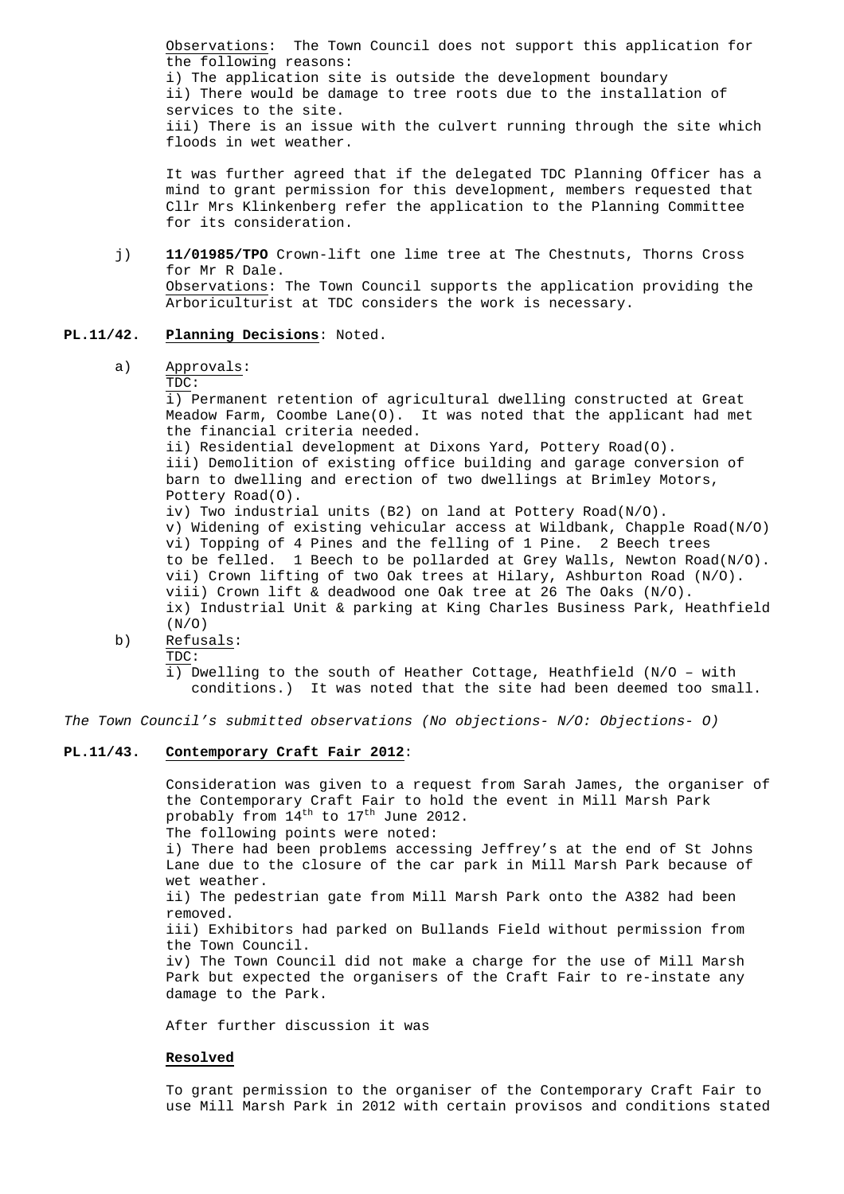Observations: The Town Council does not support this application for the following reasons:
i) The application site is outside the development boundary
ii) There would be damage to tree roots due to the installation of services to the site.
iii) There is an issue with the culvert running through the site which floods in wet weather.

It was further agreed that if the delegated TDC Planning Officer has a mind to grant permission for this development, members requested that Cllr Mrs Klinkenberg refer the application to the Planning Committee for its consideration.

j) **11/01985/TPO** Crown-lift one lime tree at The Chestnuts, Thorns Cross for Mr R Dale.
Observations: The Town Council supports the application providing the Arboriculturist at TDC considers the work is necessary.

**PL.11/42. Planning Decisions**: Noted.

a) Approvals:
TDC:
i) Permanent retention of agricultural dwelling constructed at Great Meadow Farm, Coombe Lane(O). It was noted that the applicant had met the financial criteria needed.
ii) Residential development at Dixons Yard, Pottery Road(O).
iii) Demolition of existing office building and garage conversion of barn to dwelling and erection of two dwellings at Brimley Motors, Pottery Road(O).
iv) Two industrial units (B2) on land at Pottery Road(N/O).
v) Widening of existing vehicular access at Wildbank, Chapple Road(N/O)
vi) Topping of 4 Pines and the felling of 1 Pine. 2 Beech trees to be felled. 1 Beech to be pollarded at Grey Walls, Newton Road(N/O).
vii) Crown lifting of two Oak trees at Hilary, Ashburton Road (N/O).
viii) Crown lift & deadwood one Oak tree at 26 The Oaks (N/O).
ix) Industrial Unit & parking at King Charles Business Park, Heathfield (N/O)

b) Refusals:
TDC:
i) Dwelling to the south of Heather Cottage, Heathfield (N/O – with conditions.) It was noted that the site had been deemed too small.

*The Town Council's submitted observations (No objections- N/O: Objections- O)*

**PL.11/43. Contemporary Craft Fair 2012**:

Consideration was given to a request from Sarah James, the organiser of the Contemporary Craft Fair to hold the event in Mill Marsh Park probably from 14th to 17th June 2012.
The following points were noted:
i) There had been problems accessing Jeffrey's at the end of St Johns Lane due to the closure of the car park in Mill Marsh Park because of wet weather.
ii) The pedestrian gate from Mill Marsh Park onto the A382 had been removed.
iii) Exhibitors had parked on Bullands Field without permission from the Town Council.
iv) The Town Council did not make a charge for the use of Mill Marsh Park but expected the organisers of the Craft Fair to re-instate any damage to the Park.

After further discussion it was

**Resolved**

To grant permission to the organiser of the Contemporary Craft Fair to use Mill Marsh Park in 2012 with certain provisos and conditions stated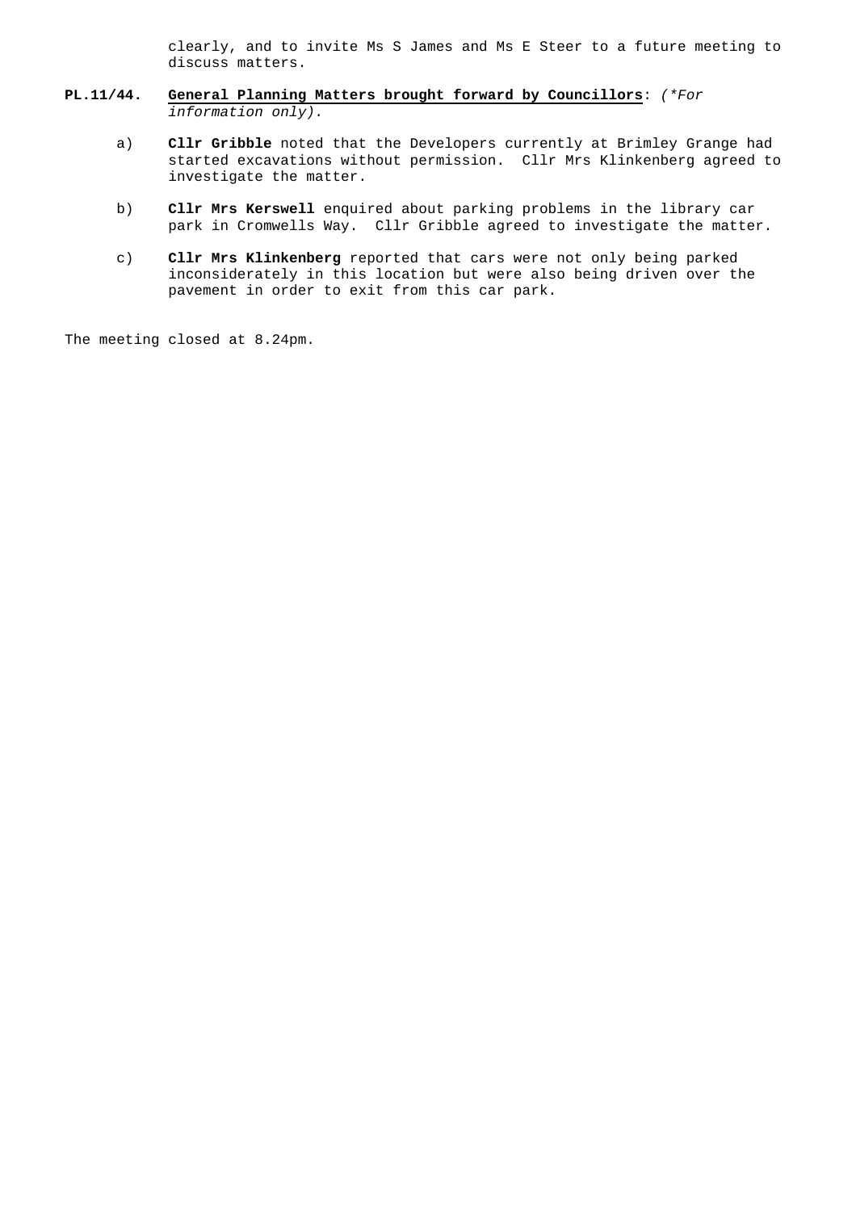clearly, and to invite Ms S James and Ms E Steer to a future meeting to discuss matters.

**PL.11/44.** **General Planning Matters brought forward by Councillors**: *(*For information only).*

a) **Cllr Gribble** noted that the Developers currently at Brimley Grange had started excavations without permission. Cllr Mrs Klinkenberg agreed to investigate the matter.

b) **Cllr Mrs Kerswell** enquired about parking problems in the library car park in Cromwells Way. Cllr Gribble agreed to investigate the matter.

c) **Cllr Mrs Klinkenberg** reported that cars were not only being parked inconsiderately in this location but were also being driven over the pavement in order to exit from this car park.

The meeting closed at 8.24pm.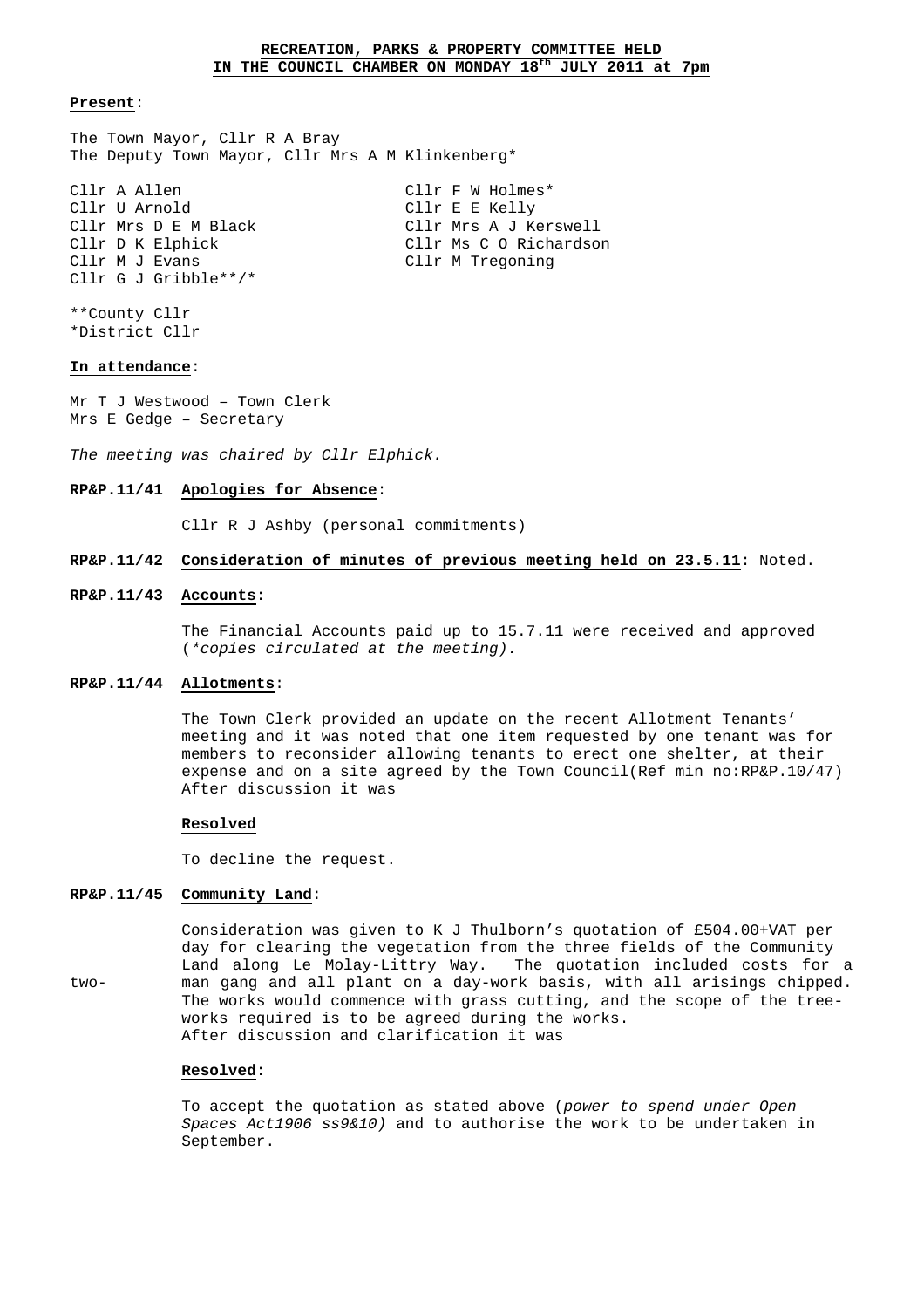**RECREATION, PARKS & PROPERTY COMMITTEE HELD IN THE COUNCIL CHAMBER ON MONDAY 18th JULY 2011 at 7pm**

**Present**:

The Town Mayor, Cllr R A Bray
The Deputy Town Mayor, Cllr Mrs A M Klinkenberg*

Cllr A Allen
Cllr U Arnold
Cllr Mrs D E M Black
Cllr D K Elphick
Cllr M J Evans
Cllr G J Gribble**/*
Cllr F W Holmes*
Cllr E E Kelly
Cllr Mrs A J Kerswell
Cllr Ms C O Richardson
Cllr M Tregoning

**County Cllr
*District Cllr

**In attendance**:

Mr T J Westwood – Town Clerk
Mrs E Gedge – Secretary

*The meeting was chaired by Cllr Elphick.*

**RP&P.11/41 Apologies for Absence**:

Cllr R J Ashby (personal commitments)

**RP&P.11/42 Consideration of minutes of previous meeting held on 23.5.11**: Noted.

**RP&P.11/43 Accounts**:

The Financial Accounts paid up to 15.7.11 were received and approved (*\*copies circulated at the meeting).*

**RP&P.11/44 Allotments**:

The Town Clerk provided an update on the recent Allotment Tenants' meeting and it was noted that one item requested by one tenant was for members to reconsider allowing tenants to erect one shelter, at their expense and on a site agreed by the Town Council(Ref min no:RP&P.10/47) After discussion it was

**Resolved**

To decline the request.

**RP&P.11/45 Community Land**:

Consideration was given to K J Thulborn's quotation of £504.00+VAT per day for clearing the vegetation from the three fields of the Community Land along Le Molay-Littry Way. The quotation included costs for a two-man gang and all plant on a day-work basis, with all arisings chipped. The works would commence with grass cutting, and the scope of the tree-works required is to be agreed during the works.
After discussion and clarification it was

**Resolved**:

To accept the quotation as stated above (*power to spend under Open Spaces Act1906 ss9&10)* and to authorise the work to be undertaken in September.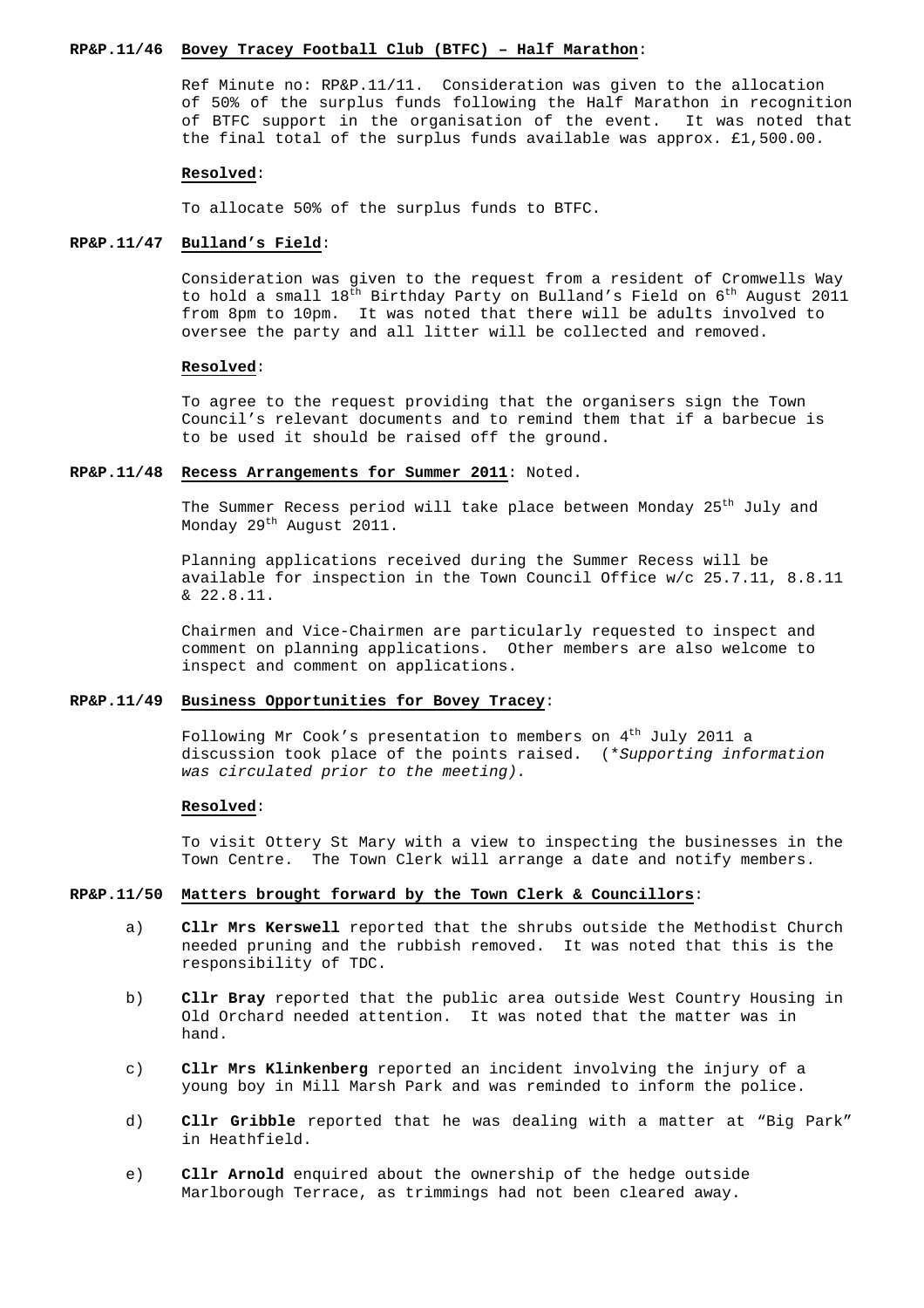**RP&P.11/46** **Bovey Tracey Football Club (BTFC) – Half Marathon**:

Ref Minute no: RP&P.11/11. Consideration was given to the allocation of 50% of the surplus funds following the Half Marathon in recognition of BTFC support in the organisation of the event. It was noted that the final total of the surplus funds available was approx. £1,500.00.

**Resolved**:

To allocate 50% of the surplus funds to BTFC.

**RP&P.11/47** **Bulland's Field**:

Consideration was given to the request from a resident of Cromwells Way to hold a small 18th Birthday Party on Bulland's Field on 6th August 2011 from 8pm to 10pm. It was noted that there will be adults involved to oversee the party and all litter will be collected and removed.

**Resolved**:

To agree to the request providing that the organisers sign the Town Council's relevant documents and to remind them that if a barbecue is to be used it should be raised off the ground.

**RP&P.11/48** **Recess Arrangements for Summer 2011**: Noted.

The Summer Recess period will take place between Monday 25th July and Monday 29th August 2011.

Planning applications received during the Summer Recess will be available for inspection in the Town Council Office w/c 25.7.11, 8.8.11 & 22.8.11.

Chairmen and Vice-Chairmen are particularly requested to inspect and comment on planning applications. Other members are also welcome to inspect and comment on applications.

**RP&P.11/49** **Business Opportunities for Bovey Tracey**:

Following Mr Cook's presentation to members on 4th July 2011 a discussion took place of the points raised. (*\*Supporting information was circulated prior to the meeting).*

**Resolved**:

To visit Ottery St Mary with a view to inspecting the businesses in the Town Centre. The Town Clerk will arrange a date and notify members.

**RP&P.11/50** **Matters brought forward by the Town Clerk & Councillors**:

a) **Cllr Mrs Kerswell** reported that the shrubs outside the Methodist Church needed pruning and the rubbish removed. It was noted that this is the responsibility of TDC.

b) **Cllr Bray** reported that the public area outside West Country Housing in Old Orchard needed attention. It was noted that the matter was in hand.

c) **Cllr Mrs Klinkenberg** reported an incident involving the injury of a young boy in Mill Marsh Park and was reminded to inform the police.

d) **Cllr Gribble** reported that he was dealing with a matter at "Big Park" in Heathfield.

e) **Cllr Arnold** enquired about the ownership of the hedge outside Marlborough Terrace, as trimmings had not been cleared away.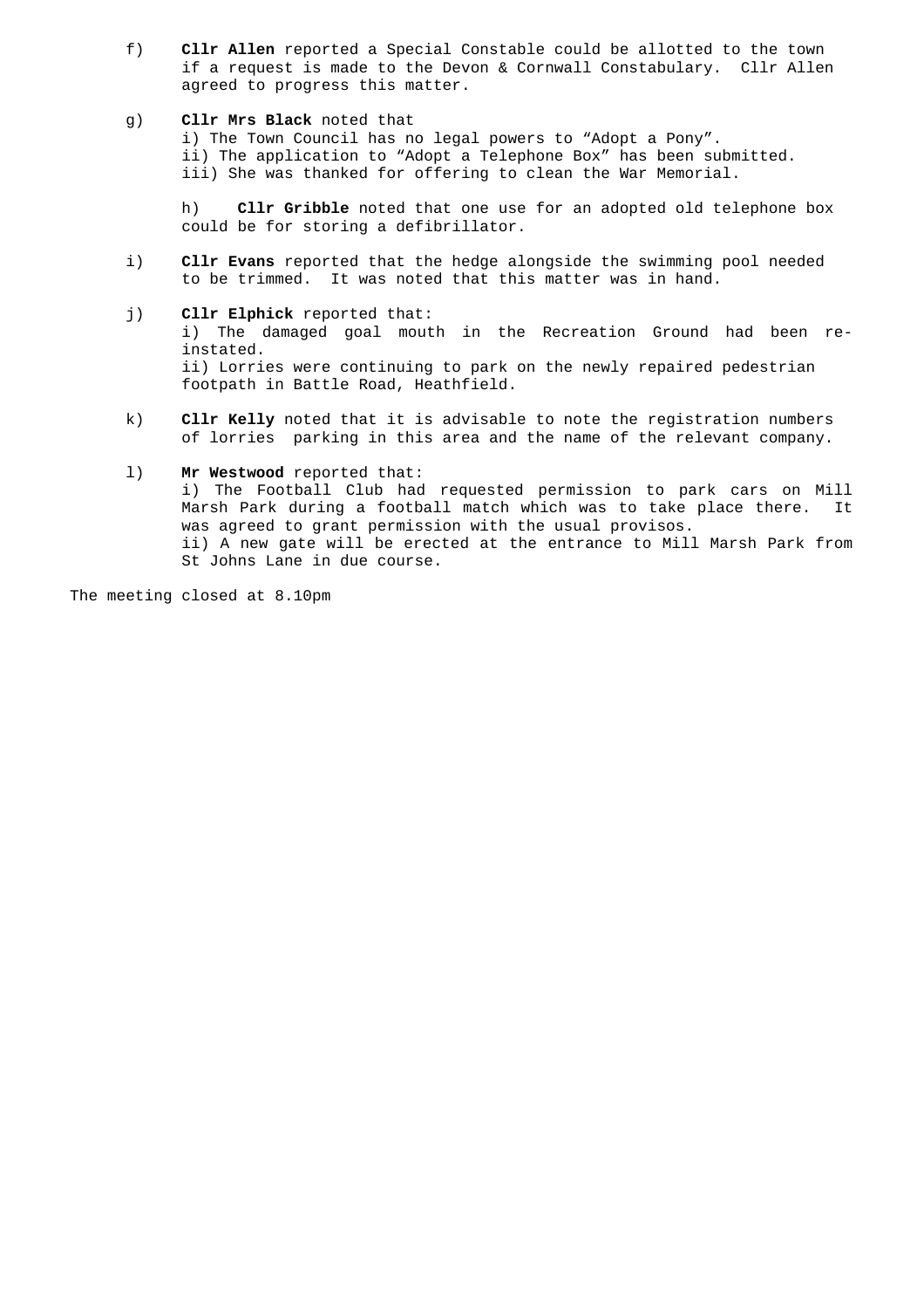f) **Cllr Allen** reported a Special Constable could be allotted to the town if a request is made to the Devon & Cornwall Constabulary. Cllr Allen agreed to progress this matter.

g) **Cllr Mrs Black** noted that
i) The Town Council has no legal powers to "Adopt a Pony".
ii) The application to "Adopt a Telephone Box" has been submitted.
iii) She was thanked for offering to clean the War Memorial.

h) **Cllr Gribble** noted that one use for an adopted old telephone box could be for storing a defibrillator.

i) **Cllr Evans** reported that the hedge alongside the swimming pool needed to be trimmed. It was noted that this matter was in hand.

j) **Cllr Elphick** reported that:
i) The damaged goal mouth in the Recreation Ground had been re-instated.
ii) Lorries were continuing to park on the newly repaired pedestrian footpath in Battle Road, Heathfield.

k) **Cllr Kelly** noted that it is advisable to note the registration numbers of lorries parking in this area and the name of the relevant company.

l) **Mr Westwood** reported that:
i) The Football Club had requested permission to park cars on Mill Marsh Park during a football match which was to take place there. It was agreed to grant permission with the usual provisos.
ii) A new gate will be erected at the entrance to Mill Marsh Park from St Johns Lane in due course.

The meeting closed at 8.10pm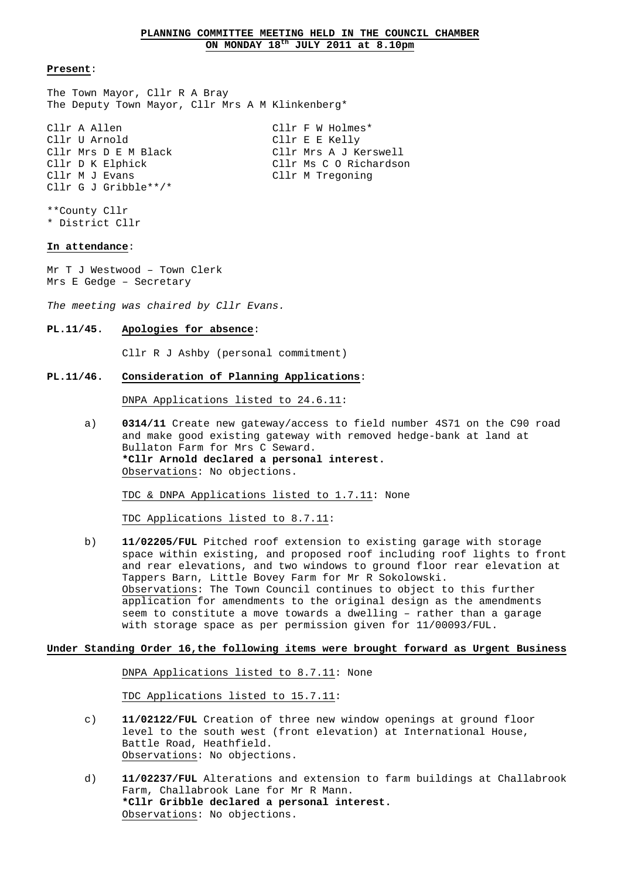**PLANNING COMMITTEE MEETING HELD IN THE COUNCIL CHAMBER**
**ON MONDAY 18th JULY 2011 at 8.10pm**

**Present**:

The Town Mayor, Cllr R A Bray
The Deputy Town Mayor, Cllr Mrs A M Klinkenberg*

Cllr A Allen
Cllr U Arnold
Cllr Mrs D E M Black
Cllr D K Elphick
Cllr M J Evans
Cllr G J Gribble**/*
Cllr F W Holmes*
Cllr E E Kelly
Cllr Mrs A J Kerswell
Cllr Ms C O Richardson
Cllr M Tregoning

**County Cllr
* District Cllr

**In attendance**:

Mr T J Westwood – Town Clerk
Mrs E Gedge – Secretary

*The meeting was chaired by Cllr Evans.*

**PL.11/45. Apologies for absence**:

Cllr R J Ashby (personal commitment)

**PL.11/46. Consideration of Planning Applications**:

DNPA Applications listed to 24.6.11:

a) **0314/11** Create new gateway/access to field number 4S71 on the C90 road and make good existing gateway with removed hedge-bank at land at Bullaton Farm for Mrs C Seward.
**\*Cllr Arnold declared a personal interest.**
Observations: No objections.

TDC & DNPA Applications listed to 1.7.11: None

TDC Applications listed to 8.7.11:

b) **11/02205/FUL** Pitched roof extension to existing garage with storage space within existing, and proposed roof including roof lights to front and rear elevations, and two windows to ground floor rear elevation at Tappers Barn, Little Bovey Farm for Mr R Sokolowski.
Observations: The Town Council continues to object to this further application for amendments to the original design as the amendments seem to constitute a move towards a dwelling – rather than a garage with storage space as per permission given for 11/00093/FUL.

**Under Standing Order 16,the following items were brought forward as Urgent Business**

DNPA Applications listed to 8.7.11: None

TDC Applications listed to 15.7.11:

c) **11/02122/FUL** Creation of three new window openings at ground floor level to the south west (front elevation) at International House, Battle Road, Heathfield.
Observations: No objections.

d) **11/02237/FUL** Alterations and extension to farm buildings at Challabrook Farm, Challabrook Lane for Mr R Mann.
**\*Cllr Gribble declared a personal interest.**
Observations: No objections.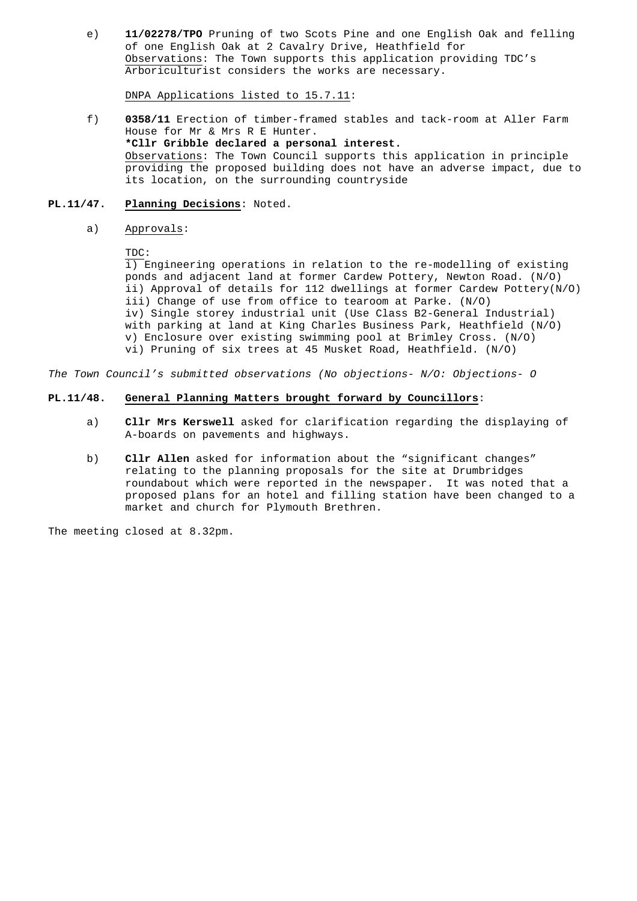e) **11/02278/TPO** Pruning of two Scots Pine and one English Oak and felling of one English Oak at 2 Cavalry Drive, Heathfield for
Observations: The Town supports this application providing TDC's Arboriculturist considers the works are necessary.

DNPA Applications listed to 15.7.11:

f) **0358/11** Erection of timber-framed stables and tack-room at Aller Farm House for Mr & Mrs R E Hunter.
**\*Cllr Gribble declared a personal interest.**
Observations: The Town Council supports this application in principle providing the proposed building does not have an adverse impact, due to its location, on the surrounding countryside

**PL.11/47. Planning Decisions**: Noted.

a) Approvals:

TDC:
i) Engineering operations in relation to the re-modelling of existing ponds and adjacent land at former Cardew Pottery, Newton Road. (N/O)
ii) Approval of details for 112 dwellings at former Cardew Pottery(N/O)
iii) Change of use from office to tearoom at Parke. (N/O)
iv) Single storey industrial unit (Use Class B2-General Industrial) with parking at land at King Charles Business Park, Heathfield (N/O)
v) Enclosure over existing swimming pool at Brimley Cross. (N/O)
vi) Pruning of six trees at 45 Musket Road, Heathfield. (N/O)

*The Town Council's submitted observations (No objections- N/O: Objections- O*

**PL.11/48. General Planning Matters brought forward by Councillors**:

a) **Cllr Mrs Kerswell** asked for clarification regarding the displaying of A-boards on pavements and highways.

b) **Cllr Allen** asked for information about the "significant changes" relating to the planning proposals for the site at Drumbridges roundabout which were reported in the newspaper. It was noted that a proposed plans for an hotel and filling station have been changed to a market and church for Plymouth Brethren.

The meeting closed at 8.32pm.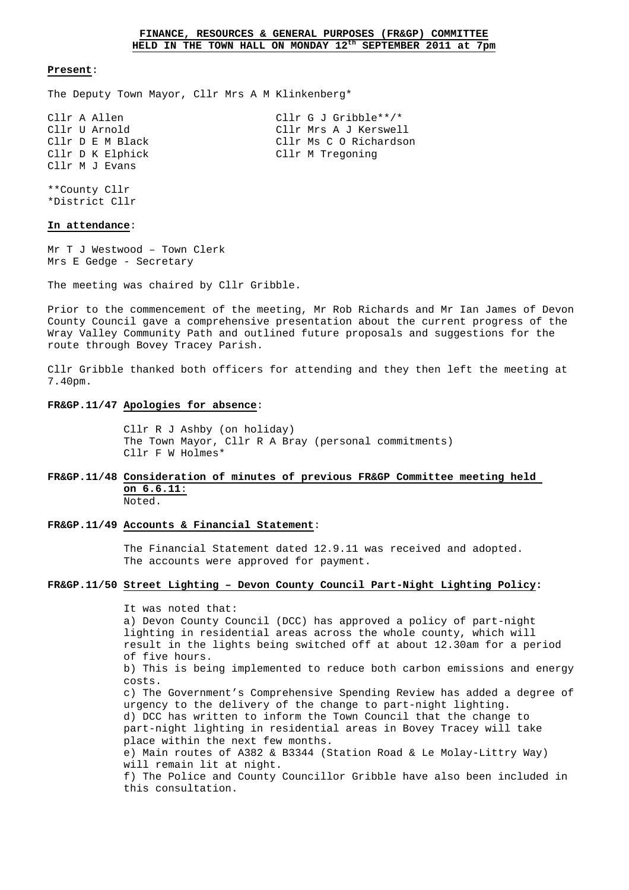**FINANCE, RESOURCES & GENERAL PURPOSES (FR&GP) COMMITTEE**
**HELD IN THE TOWN HALL ON MONDAY 12th SEPTEMBER 2011 at 7pm**

**Present**:

The Deputy Town Mayor, Cllr Mrs A M Klinkenberg*

Cllr A Allen
Cllr U Arnold
Cllr D E M Black
Cllr D K Elphick
Cllr M J Evans
Cllr G J Gribble**/*
Cllr Mrs A J Kerswell
Cllr Ms C O Richardson
Cllr M Tregoning

**County Cllr
*District Cllr

**In attendance**:

Mr T J Westwood – Town Clerk
Mrs E Gedge - Secretary

The meeting was chaired by Cllr Gribble.

Prior to the commencement of the meeting, Mr Rob Richards and Mr Ian James of Devon County Council gave a comprehensive presentation about the current progress of the Wray Valley Community Path and outlined future proposals and suggestions for the route through Bovey Tracey Parish.

Cllr Gribble thanked both officers for attending and they then left the meeting at 7.40pm.

**FR&GP.11/47 Apologies for absence**:

Cllr R J Ashby (on holiday)
The Town Mayor, Cllr R A Bray (personal commitments)
Cllr F W Holmes*

**FR&GP.11/48 Consideration of minutes of previous FR&GP Committee meeting held on 6.6.11**:

Noted.

**FR&GP.11/49 Accounts & Financial Statement**:

The Financial Statement dated 12.9.11 was received and adopted.
The accounts were approved for payment.

**FR&GP.11/50 Street Lighting – Devon County Council Part-Night Lighting Policy**:

It was noted that:

a) Devon County Council (DCC) has approved a policy of part-night lighting in residential areas across the whole county, which will result in the lights being switched off at about 12.30am for a period of five hours.
b) This is being implemented to reduce both carbon emissions and energy costs.
c) The Government's Comprehensive Spending Review has added a degree of urgency to the delivery of the change to part-night lighting.
d) DCC has written to inform the Town Council that the change to part-night lighting in residential areas in Bovey Tracey will take place within the next few months.
e) Main routes of A382 & B3344 (Station Road & Le Molay-Littry Way) will remain lit at night.
f) The Police and County Councillor Gribble have also been included in this consultation.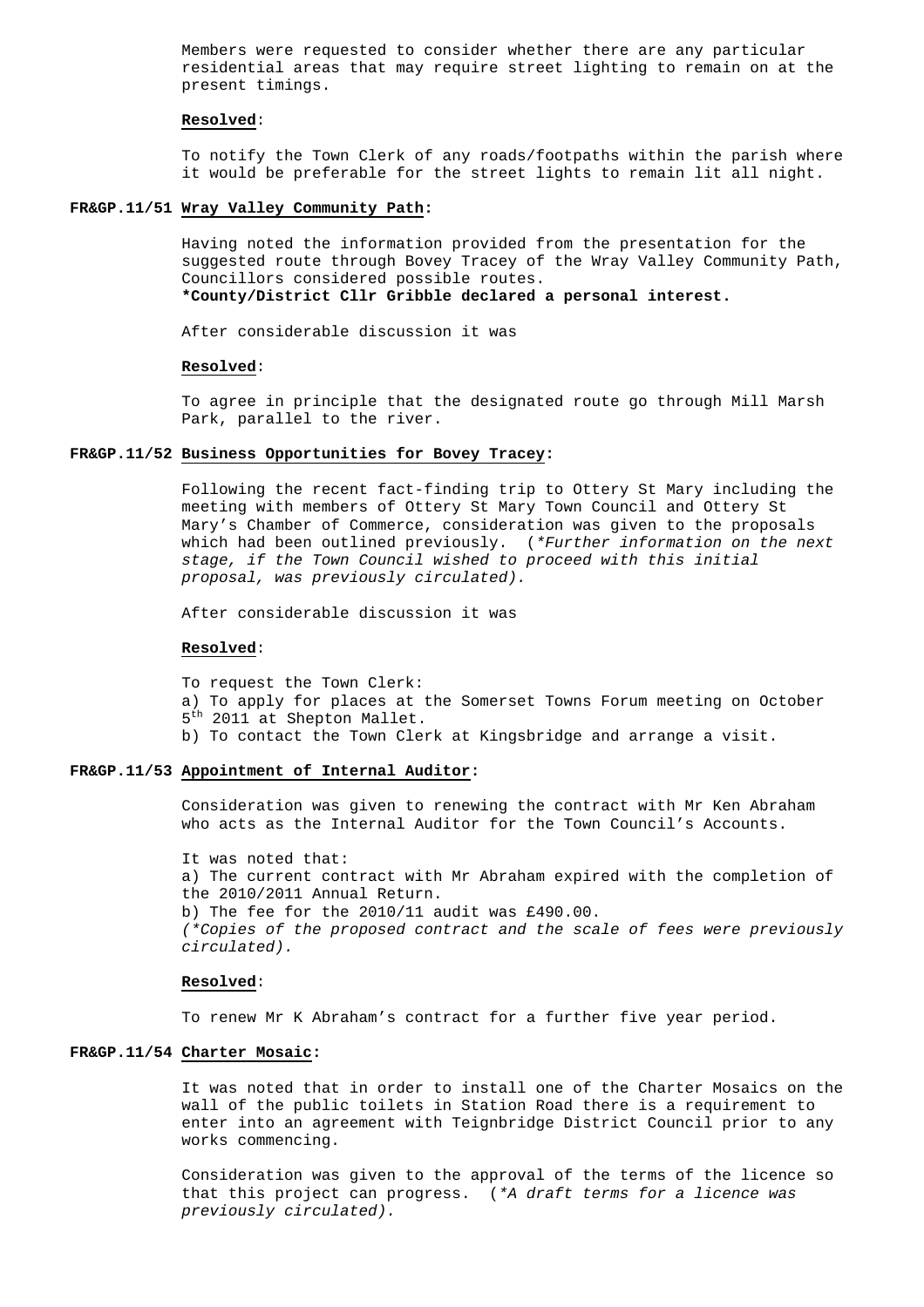Members were requested to consider whether there are any particular residential areas that may require street lighting to remain on at the present timings.

**Resolved**:

To notify the Town Clerk of any roads/footpaths within the parish where it would be preferable for the street lights to remain lit all night.

**FR&GP.11/51 Wray Valley Community Path:**

Having noted the information provided from the presentation for the suggested route through Bovey Tracey of the Wray Valley Community Path, Councillors considered possible routes.
**\*County/District Cllr Gribble declared a personal interest.**

After considerable discussion it was

**Resolved**:

To agree in principle that the designated route go through Mill Marsh Park, parallel to the river.

**FR&GP.11/52 Business Opportunities for Bovey Tracey:**

Following the recent fact-finding trip to Ottery St Mary including the meeting with members of Ottery St Mary Town Council and Ottery St Mary's Chamber of Commerce, consideration was given to the proposals which had been outlined previously. (*\*Further information on the next stage, if the Town Council wished to proceed with this initial proposal, was previously circulated).*

After considerable discussion it was

**Resolved**:

To request the Town Clerk:
a) To apply for places at the Somerset Towns Forum meeting on October 5th 2011 at Shepton Mallet.
b) To contact the Town Clerk at Kingsbridge and arrange a visit.

**FR&GP.11/53 Appointment of Internal Auditor:**

Consideration was given to renewing the contract with Mr Ken Abraham who acts as the Internal Auditor for the Town Council's Accounts.

It was noted that:
a) The current contract with Mr Abraham expired with the completion of the 2010/2011 Annual Return.
b) The fee for the 2010/11 audit was £490.00.
*(\*Copies of the proposed contract and the scale of fees were previously circulated).*

**Resolved**:

To renew Mr K Abraham's contract for a further five year period.

**FR&GP.11/54 Charter Mosaic:**

It was noted that in order to install one of the Charter Mosaics on the wall of the public toilets in Station Road there is a requirement to enter into an agreement with Teignbridge District Council prior to any works commencing.

Consideration was given to the approval of the terms of the licence so that this project can progress. (*\*A draft terms for a licence was previously circulated).*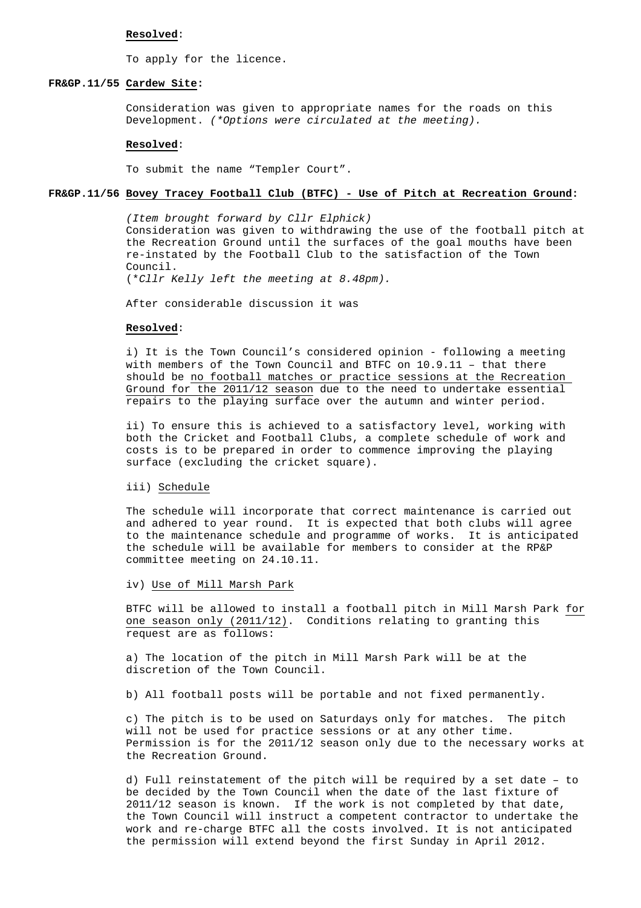**Resolved**:

To apply for the licence.

**FR&GP.11/55 Cardew Site:**

Consideration was given to appropriate names for the roads on this Development. *(\*Options were circulated at the meeting).*

**Resolved**:

To submit the name "Templer Court".

**FR&GP.11/56 Bovey Tracey Football Club (BTFC) - Use of Pitch at Recreation Ground:**

*(Item brought forward by Cllr Elphick)*
Consideration was given to withdrawing the use of the football pitch at the Recreation Ground until the surfaces of the goal mouths have been re-instated by the Football Club to the satisfaction of the Town Council.
(*\*Cllr Kelly left the meeting at 8.48pm).*

After considerable discussion it was

**Resolved**:

i) It is the Town Council's considered opinion - following a meeting with members of the Town Council and BTFC on 10.9.11 – that there should be <u>no football matches or practice sessions at the Recreation Ground for the 2011/12 season</u> due to the need to undertake essential repairs to the playing surface over the autumn and winter period.

ii) To ensure this is achieved to a satisfactory level, working with both the Cricket and Football Clubs, a complete schedule of work and costs is to be prepared in order to commence improving the playing surface (excluding the cricket square).

iii) <u>Schedule</u>

The schedule will incorporate that correct maintenance is carried out and adhered to year round. It is expected that both clubs will agree to the maintenance schedule and programme of works. It is anticipated the schedule will be available for members to consider at the RP&P committee meeting on 24.10.11.

iv) <u>Use of Mill Marsh Park</u>

BTFC will be allowed to install a football pitch in Mill Marsh Park <u>for one season only (2011/12)</u>. Conditions relating to granting this request are as follows:

a) The location of the pitch in Mill Marsh Park will be at the discretion of the Town Council.

b) All football posts will be portable and not fixed permanently.

c) The pitch is to be used on Saturdays only for matches. The pitch will not be used for practice sessions or at any other time. Permission is for the 2011/12 season only due to the necessary works at the Recreation Ground.

d) Full reinstatement of the pitch will be required by a set date – to be decided by the Town Council when the date of the last fixture of 2011/12 season is known. If the work is not completed by that date, the Town Council will instruct a competent contractor to undertake the work and re-charge BTFC all the costs involved. It is not anticipated the permission will extend beyond the first Sunday in April 2012.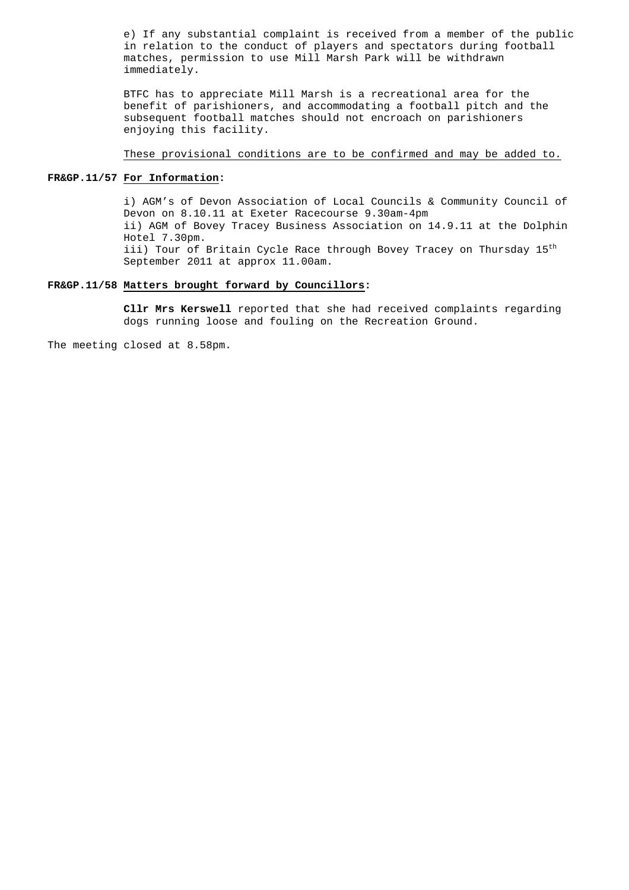e) If any substantial complaint is received from a member of the public in relation to the conduct of players and spectators during football matches, permission to use Mill Marsh Park will be withdrawn immediately.

BTFC has to appreciate Mill Marsh is a recreational area for the benefit of parishioners, and accommodating a football pitch and the subsequent football matches should not encroach on parishioners enjoying this facility.

These provisional conditions are to be confirmed and may be added to.

**FR&GP.11/57 For Information:**

i) AGM's of Devon Association of Local Councils & Community Council of Devon on 8.10.11 at Exeter Racecourse 9.30am-4pm
ii) AGM of Bovey Tracey Business Association on 14.9.11 at the Dolphin Hotel 7.30pm.
iii) Tour of Britain Cycle Race through Bovey Tracey on Thursday 15th September 2011 at approx 11.00am.

**FR&GP.11/58 Matters brought forward by Councillors:**

**Cllr Mrs Kerswell** reported that she had received complaints regarding dogs running loose and fouling on the Recreation Ground.

The meeting closed at 8.58pm.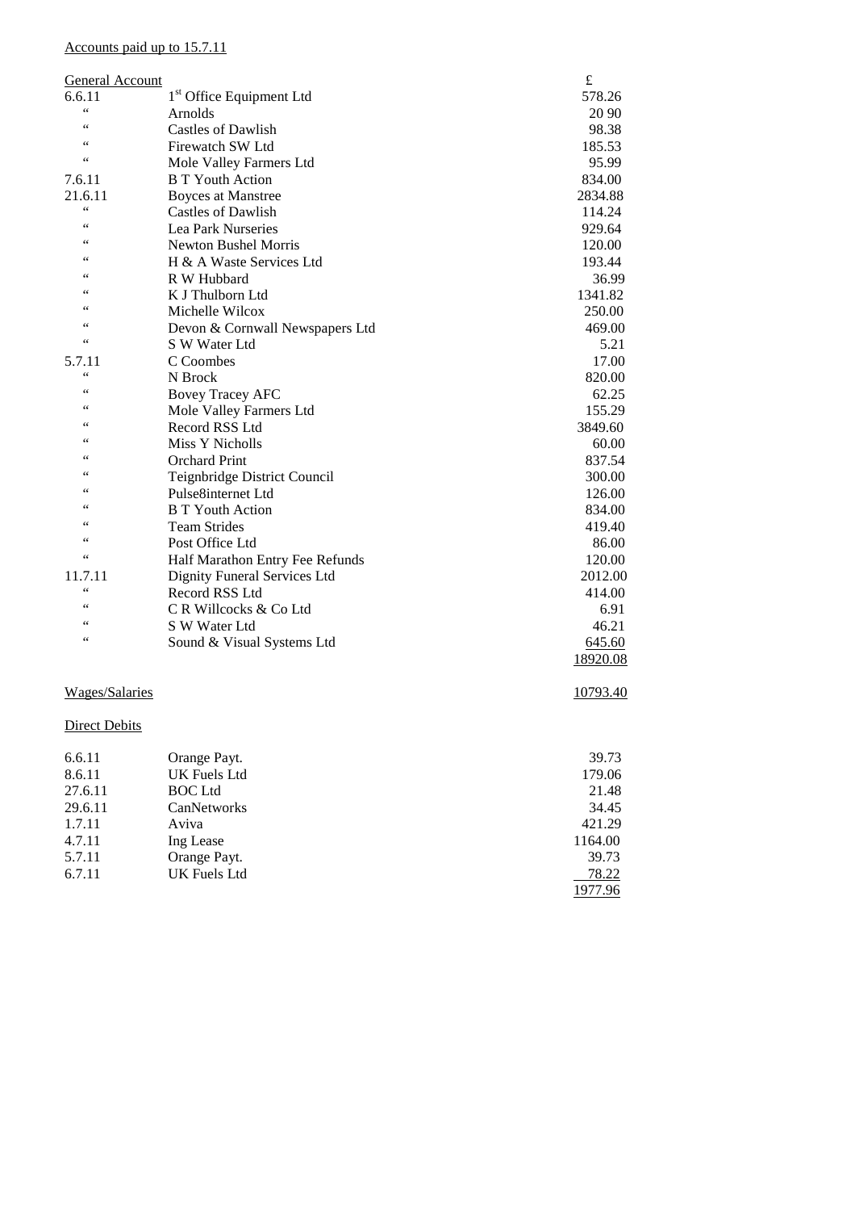Accounts paid up to 15.7.11

| General Account | | £ |
|---|---|---|
| 6.6.11 | 1st Office Equipment Ltd | 578.26 |
| " | Arnolds | 20 90 |
| " | Castles of Dawlish | 98.38 |
| " | Firewatch SW Ltd | 185.53 |
| " | Mole Valley Farmers Ltd | 95.99 |
| 7.6.11 | B T Youth Action | 834.00 |
| 21.6.11 | Boyces at Manstree | 2834.88 |
| " | Castles of Dawlish | 114.24 |
| " | Lea Park Nurseries | 929.64 |
| " | Newton Bushel Morris | 120.00 |
| " | H & A Waste Services Ltd | 193.44 |
| " | R W Hubbard | 36.99 |
| " | K J Thulborn Ltd | 1341.82 |
| " | Michelle Wilcox | 250.00 |
| " | Devon & Cornwall Newspapers Ltd | 469.00 |
| " | S W Water Ltd | 5.21 |
| 5.7.11 | C Coombes | 17.00 |
| " | N Brock | 820.00 |
| " | Bovey Tracey AFC | 62.25 |
| " | Mole Valley Farmers Ltd | 155.29 |
| " | Record RSS Ltd | 3849.60 |
| " | Miss Y Nicholls | 60.00 |
| " | Orchard Print | 837.54 |
| " | Teignbridge District Council | 300.00 |
| " | Pulse8internet Ltd | 126.00 |
| " | B T Youth Action | 834.00 |
| " | Team Strides | 419.40 |
| " | Post Office Ltd | 86.00 |
| " | Half Marathon Entry Fee Refunds | 120.00 |
| 11.7.11 | Dignity Funeral Services Ltd | 2012.00 |
| " | Record RSS Ltd | 414.00 |
| " | C R Willcocks & Co Ltd | 6.91 |
| " | S W Water Ltd | 46.21 |
| " | Sound & Visual Systems Ltd | 645.60 |
| | | 18920.08 |

| Wages/Salaries | | 10793.40 |
|---|---|---|

Direct Debits

| | | |
|---|---|---|
| 6.6.11 | Orange Payt. | 39.73 |
| 8.6.11 | UK Fuels Ltd | 179.06 |
| 27.6.11 | BOC Ltd | 21.48 |
| 29.6.11 | CanNetworks | 34.45 |
| 1.7.11 | Aviva | 421.29 |
| 4.7.11 | Ing Lease | 1164.00 |
| 5.7.11 | Orange Payt. | 39.73 |
| 6.7.11 | UK Fuels Ltd | 78.22 |
| | | 1977.96 |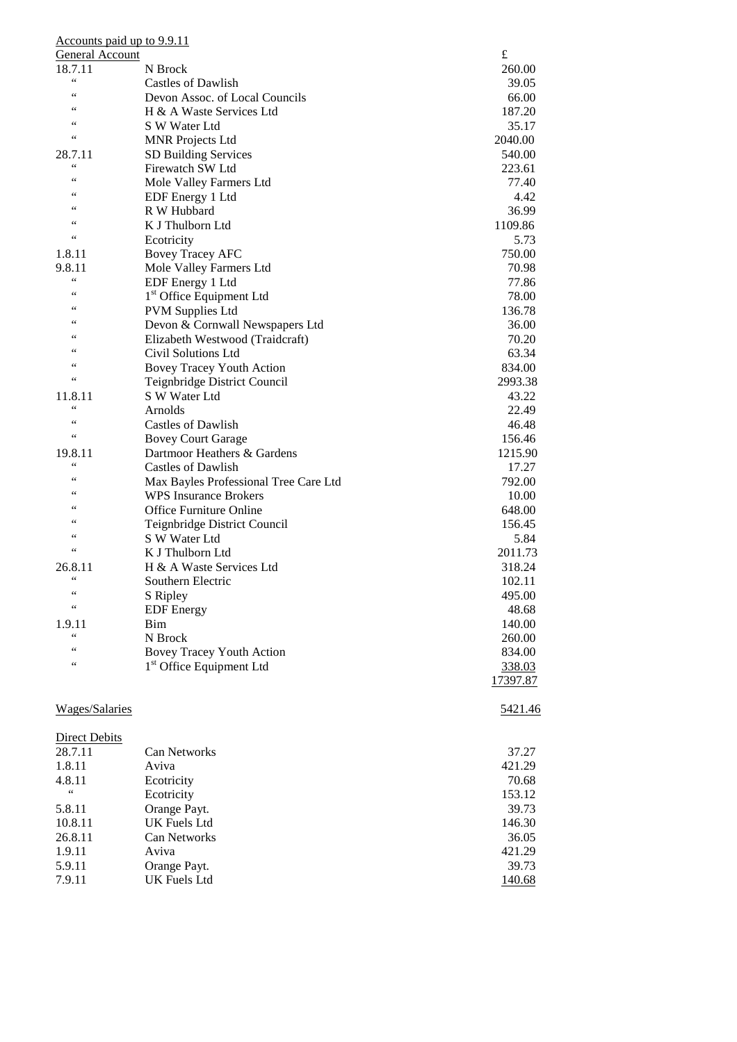Accounts paid up to 9.9.11

General Account

| Date | Payee | £ |
|---|---|---|
| 18.7.11 | N Brock | 260.00 |
| " | Castles of Dawlish | 39.05 |
| " | Devon Assoc. of Local Councils | 66.00 |
| " | H & A Waste Services Ltd | 187.20 |
| " | S W Water Ltd | 35.17 |
| " | MNR Projects Ltd | 2040.00 |
| 28.7.11 | SD Building Services | 540.00 |
| " | Firewatch SW Ltd | 223.61 |
| " | Mole Valley Farmers Ltd | 77.40 |
| " | EDF Energy 1 Ltd | 4.42 |
| " | R W Hubbard | 36.99 |
| " | K J Thulborn Ltd | 1109.86 |
| " | Ecotricity | 5.73 |
| 1.8.11 | Bovey Tracey AFC | 750.00 |
| 9.8.11 | Mole Valley Farmers Ltd | 70.98 |
| " | EDF Energy 1 Ltd | 77.86 |
| " | 1st Office Equipment Ltd | 78.00 |
| " | PVM Supplies Ltd | 136.78 |
| " | Devon & Cornwall Newspapers Ltd | 36.00 |
| " | Elizabeth Westwood (Traidcraft) | 70.20 |
| " | Civil Solutions Ltd | 63.34 |
| " | Bovey Tracey Youth Action | 834.00 |
| " | Teignbridge District Council | 2993.38 |
| 11.8.11 | S W Water Ltd | 43.22 |
| " | Arnolds | 22.49 |
| " | Castles of Dawlish | 46.48 |
| " | Bovey Court Garage | 156.46 |
| 19.8.11 | Dartmoor Heathers & Gardens | 1215.90 |
| " | Castles of Dawlish | 17.27 |
| " | Max Bayles Professional Tree Care Ltd | 792.00 |
| " | WPS Insurance Brokers | 10.00 |
| " | Office Furniture Online | 648.00 |
| " | Teignbridge District Council | 156.45 |
| " | S W Water Ltd | 5.84 |
| " | K J Thulborn Ltd | 2011.73 |
| 26.8.11 | H & A Waste Services Ltd | 318.24 |
| " | Southern Electric | 102.11 |
| " | S Ripley | 495.00 |
| " | EDF Energy | 48.68 |
| 1.9.11 | Bim | 140.00 |
| " | N Brock | 260.00 |
| " | Bovey Tracey Youth Action | 834.00 |
| " | 1st Office Equipment Ltd | 338.03 |
| | | 17397.87 |

Wages/Salaries 5421.46

Direct Debits

| Date | Payee | £ |
|---|---|---|
| 28.7.11 | Can Networks | 37.27 |
| 1.8.11 | Aviva | 421.29 |
| 4.8.11 | Ecotricity | 70.68 |
| " | Ecotricity | 153.12 |
| 5.8.11 | Orange Payt. | 39.73 |
| 10.8.11 | UK Fuels Ltd | 146.30 |
| 26.8.11 | Can Networks | 36.05 |
| 1.9.11 | Aviva | 421.29 |
| 5.9.11 | Orange Payt. | 39.73 |
| 7.9.11 | UK Fuels Ltd | 140.68 |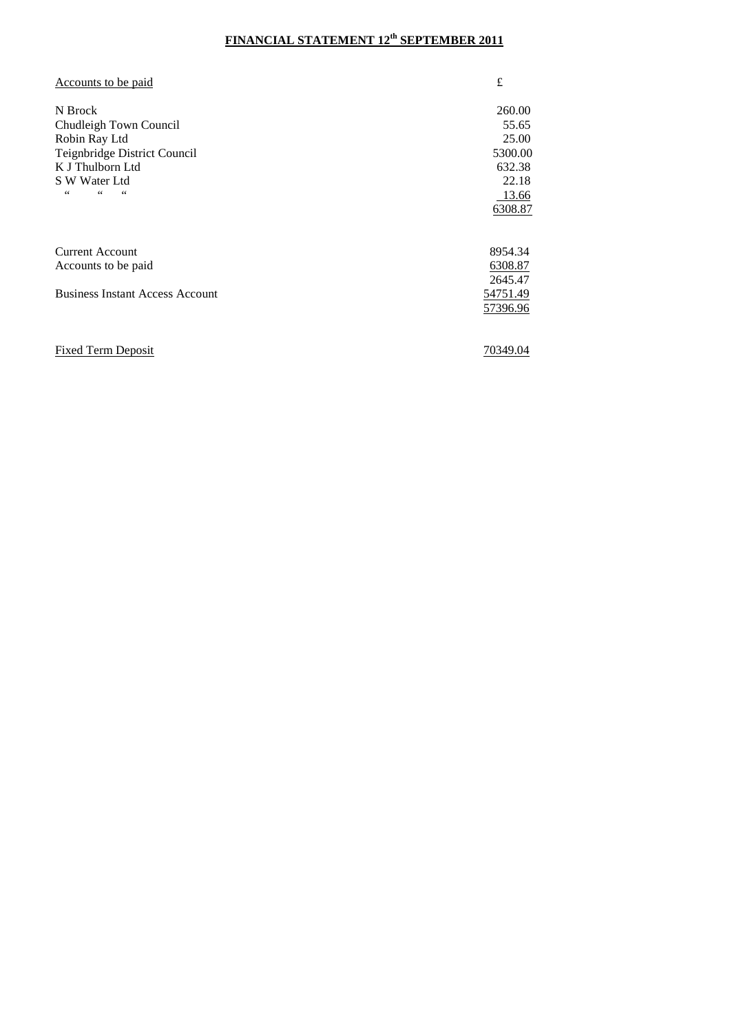**FINANCIAL STATEMENT 12th SEPTEMBER 2011**

| Accounts to be paid | £ |
|---|---|
| N Brock | 260.00 |
| Chudleigh Town Council | 55.65 |
| Robin Ray Ltd | 25.00 |
| Teignbridge District Council | 5300.00 |
| K J Thulborn Ltd | 632.38 |
| S W Water Ltd | 22.18 |
| " " " | 13.66 |
| | 6308.87 |

| | |
|---|---|
| Current Account | 8954.34 |
| Accounts to be paid | 6308.87 |
| | 2645.47 |
| Business Instant Access Account | 54751.49 |
| | 57396.96 |

| | |
|---|---|
| Fixed Term Deposit | 70349.04 |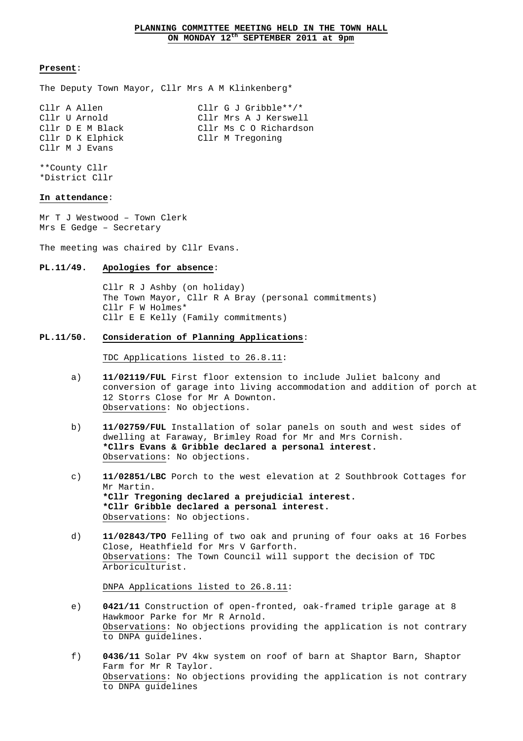# PLANNING COMMITTEE MEETING HELD IN THE TOWN HALL ON MONDAY 12th SEPTEMBER 2011 at 9pm

**Present**:

The Deputy Town Mayor, Cllr Mrs A M Klinkenberg*

Cllr A Allen
Cllr U Arnold
Cllr D E M Black
Cllr D K Elphick
Cllr M J Evans
Cllr G J Gribble**/*
Cllr Mrs A J Kerswell
Cllr Ms C O Richardson
Cllr M Tregoning

**County Cllr
*District Cllr

**In attendance**:

Mr T J Westwood – Town Clerk
Mrs E Gedge – Secretary

The meeting was chaired by Cllr Evans.

**PL.11/49. Apologies for absence**:

Cllr R J Ashby (on holiday)
The Town Mayor, Cllr R A Bray (personal commitments)
Cllr F W Holmes*
Cllr E E Kelly (Family commitments)

**PL.11/50. Consideration of Planning Applications**:

TDC Applications listed to 26.8.11:

a) **11/02119/FUL** First floor extension to include Juliet balcony and conversion of garage into living accommodation and addition of porch at 12 Storrs Close for Mr A Downton.
Observations: No objections.

b) **11/02759/FUL** Installation of solar panels on south and west sides of dwelling at Faraway, Brimley Road for Mr and Mrs Cornish.
**\*Cllrs Evans & Gribble declared a personal interest.**
Observations: No objections.

c) **11/02851/LBC** Porch to the west elevation at 2 Southbrook Cottages for Mr Martin.
**\*Cllr Tregoning declared a prejudicial interest.**
**\*Cllr Gribble declared a personal interest.**
Observations: No objections.

d) **11/02843/TPO** Felling of two oak and pruning of four oaks at 16 Forbes Close, Heathfield for Mrs V Garforth.
Observations: The Town Council will support the decision of TDC Arboriculturist.

DNPA Applications listed to 26.8.11:

e) **0421/11** Construction of open-fronted, oak-framed triple garage at 8 Hawkmoor Parke for Mr R Arnold.
Observations: No objections providing the application is not contrary to DNPA guidelines.

f) **0436/11** Solar PV 4kw system on roof of barn at Shaptor Barn, Shaptor Farm for Mr R Taylor.
Observations: No objections providing the application is not contrary to DNPA guidelines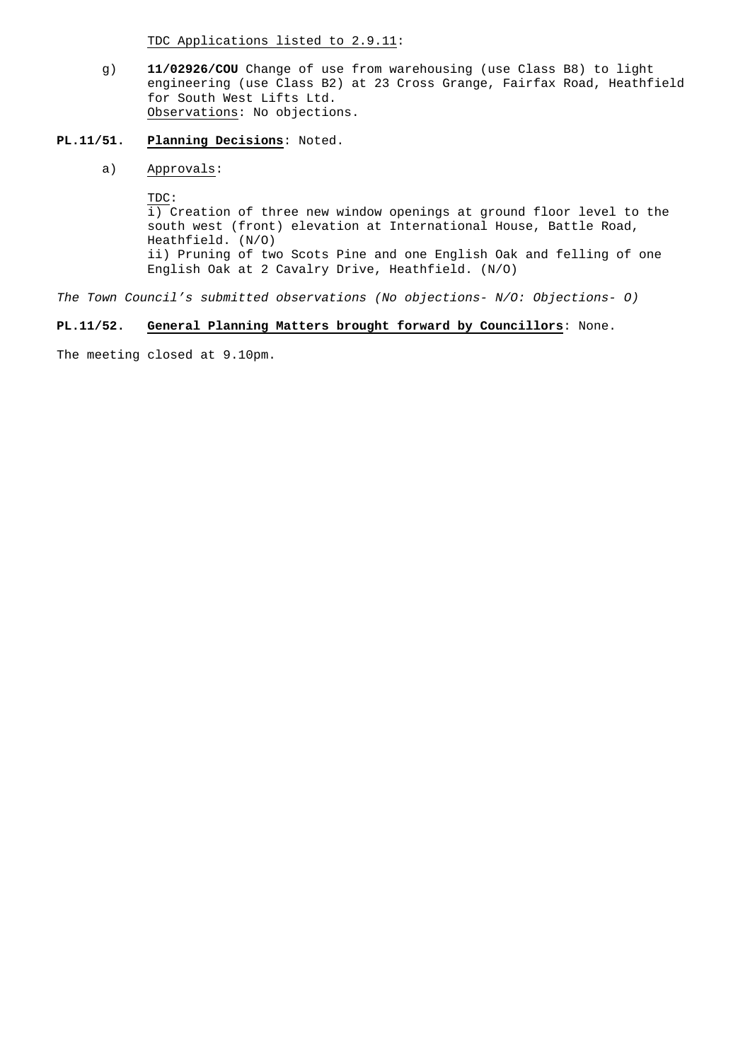<u>TDC Applications listed to 2.9.11</u>:

g) **11/02926/COU** Change of use from warehousing (use Class B8) to light engineering (use Class B2) at 23 Cross Grange, Fairfax Road, Heathfield for South West Lifts Ltd.
<u>Observations</u>: No objections.

**PL.11/51. <u>Planning Decisions</u>**: Noted.

a) <u>Approvals</u>:

<u>TDC</u>:
i) Creation of three new window openings at ground floor level to the south west (front) elevation at International House, Battle Road, Heathfield. (N/O)
ii) Pruning of two Scots Pine and one English Oak and felling of one English Oak at 2 Cavalry Drive, Heathfield. (N/O)

*The Town Council's submitted observations (No objections- N/O: Objections- O)*

**PL.11/52. <u>General Planning Matters brought forward by Councillors</u>**: None.

The meeting closed at 9.10pm.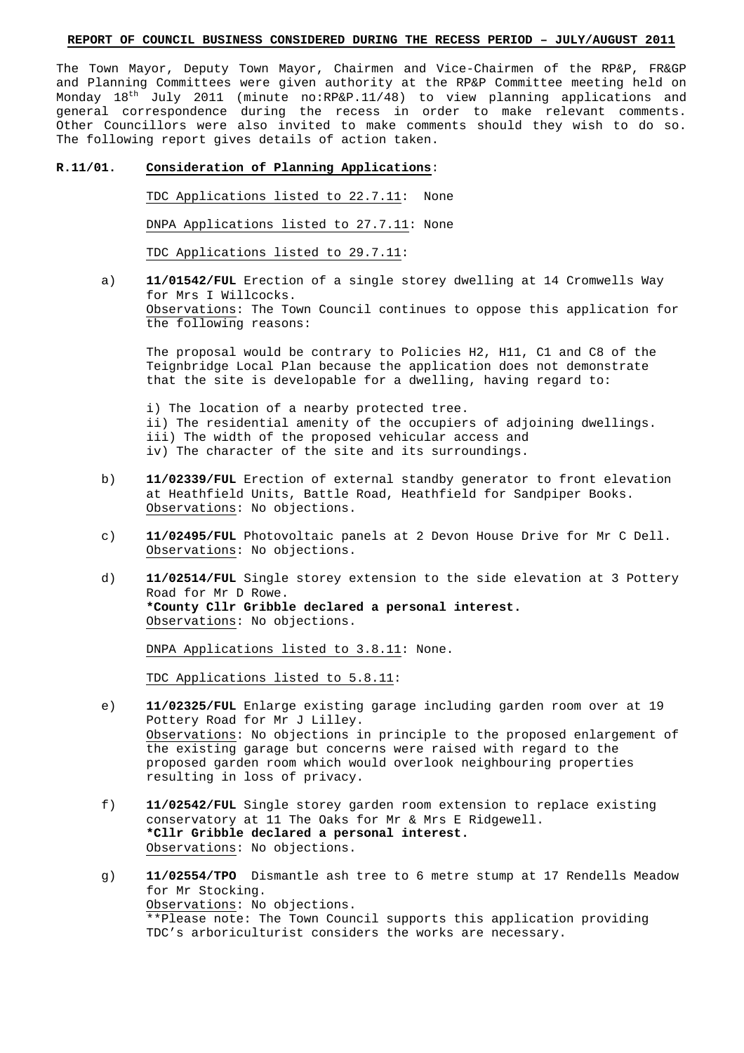**REPORT OF COUNCIL BUSINESS CONSIDERED DURING THE RECESS PERIOD – JULY/AUGUST 2011**

The Town Mayor, Deputy Town Mayor, Chairmen and Vice-Chairmen of the RP&P, FR&GP and Planning Committees were given authority at the RP&P Committee meeting held on Monday 18th July 2011 (minute no:RP&P.11/48) to view planning applications and general correspondence during the recess in order to make relevant comments. Other Councillors were also invited to make comments should they wish to do so. The following report gives details of action taken.

**R.11/01.** **Consideration of Planning Applications**:

TDC Applications listed to 22.7.11: None

DNPA Applications listed to 27.7.11: None

TDC Applications listed to 29.7.11:

a) **11/01542/FUL** Erection of a single storey dwelling at 14 Cromwells Way for Mrs I Willcocks.
Observations: The Town Council continues to oppose this application for the following reasons:

The proposal would be contrary to Policies H2, H11, C1 and C8 of the Teignbridge Local Plan because the application does not demonstrate that the site is developable for a dwelling, having regard to:

i) The location of a nearby protected tree.
ii) The residential amenity of the occupiers of adjoining dwellings.
iii) The width of the proposed vehicular access and
iv) The character of the site and its surroundings.

b) **11/02339/FUL** Erection of external standby generator to front elevation at Heathfield Units, Battle Road, Heathfield for Sandpiper Books.
Observations: No objections.

c) **11/02495/FUL** Photovoltaic panels at 2 Devon House Drive for Mr C Dell.
Observations: No objections.

d) **11/02514/FUL** Single storey extension to the side elevation at 3 Pottery Road for Mr D Rowe.
**\*County Cllr Gribble declared a personal interest.**
Observations: No objections.

DNPA Applications listed to 3.8.11: None.

TDC Applications listed to 5.8.11:

e) **11/02325/FUL** Enlarge existing garage including garden room over at 19 Pottery Road for Mr J Lilley.
Observations: No objections in principle to the proposed enlargement of the existing garage but concerns were raised with regard to the proposed garden room which would overlook neighbouring properties resulting in loss of privacy.

f) **11/02542/FUL** Single storey garden room extension to replace existing conservatory at 11 The Oaks for Mr & Mrs E Ridgewell.
**\*Cllr Gribble declared a personal interest.**
Observations: No objections.

g) **11/02554/TPO** Dismantle ash tree to 6 metre stump at 17 Rendells Meadow for Mr Stocking.
Observations: No objections.
\*\*Please note: The Town Council supports this application providing TDC's arboriculturist considers the works are necessary.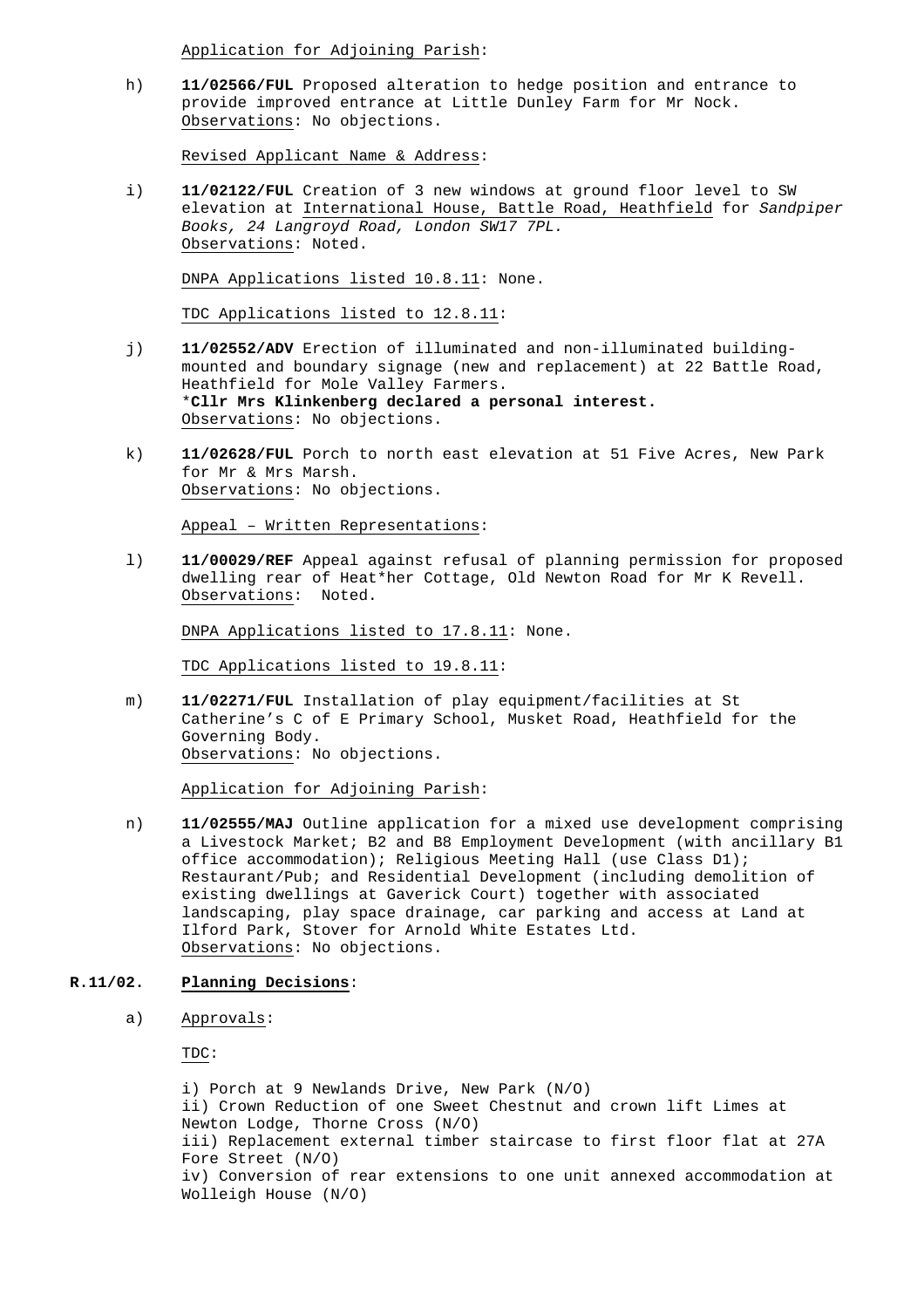Application for Adjoining Parish:

h) **11/02566/FUL** Proposed alteration to hedge position and entrance to provide improved entrance at Little Dunley Farm for Mr Nock.
Observations: No objections.

Revised Applicant Name & Address:

i) **11/02122/FUL** Creation of 3 new windows at ground floor level to SW elevation at International House, Battle Road, Heathfield for *Sandpiper Books, 24 Langroyd Road, London SW17 7PL.*
Observations: Noted.

DNPA Applications listed 10.8.11: None.

TDC Applications listed to 12.8.11:

j) **11/02552/ADV** Erection of illuminated and non-illuminated building-mounted and boundary signage (new and replacement) at 22 Battle Road, Heathfield for Mole Valley Farmers.
*__Cllr Mrs Klinkenberg declared a personal interest.__
Observations: No objections.

k) **11/02628/FUL** Porch to north east elevation at 51 Five Acres, New Park for Mr & Mrs Marsh.
Observations: No objections.

Appeal – Written Representations:

l) **11/00029/REF** Appeal against refusal of planning permission for proposed dwelling rear of Heat*her Cottage, Old Newton Road for Mr K Revell.
Observations: Noted.

DNPA Applications listed to 17.8.11: None.

TDC Applications listed to 19.8.11:

m) **11/02271/FUL** Installation of play equipment/facilities at St Catherine's C of E Primary School, Musket Road, Heathfield for the Governing Body.
Observations: No objections.

Application for Adjoining Parish:

n) **11/02555/MAJ** Outline application for a mixed use development comprising a Livestock Market; B2 and B8 Employment Development (with ancillary B1 office accommodation); Religious Meeting Hall (use Class D1); Restaurant/Pub; and Residential Development (including demolition of existing dwellings at Gaverick Court) together with associated landscaping, play space drainage, car parking and access at Land at Ilford Park, Stover for Arnold White Estates Ltd.
Observations: No objections.

**R.11/02. Planning Decisions**:

a) Approvals:

TDC:

i) Porch at 9 Newlands Drive, New Park (N/O)
ii) Crown Reduction of one Sweet Chestnut and crown lift Limes at Newton Lodge, Thorne Cross (N/O)
iii) Replacement external timber staircase to first floor flat at 27A Fore Street (N/O)
iv) Conversion of rear extensions to one unit annexed accommodation at Wolleigh House (N/O)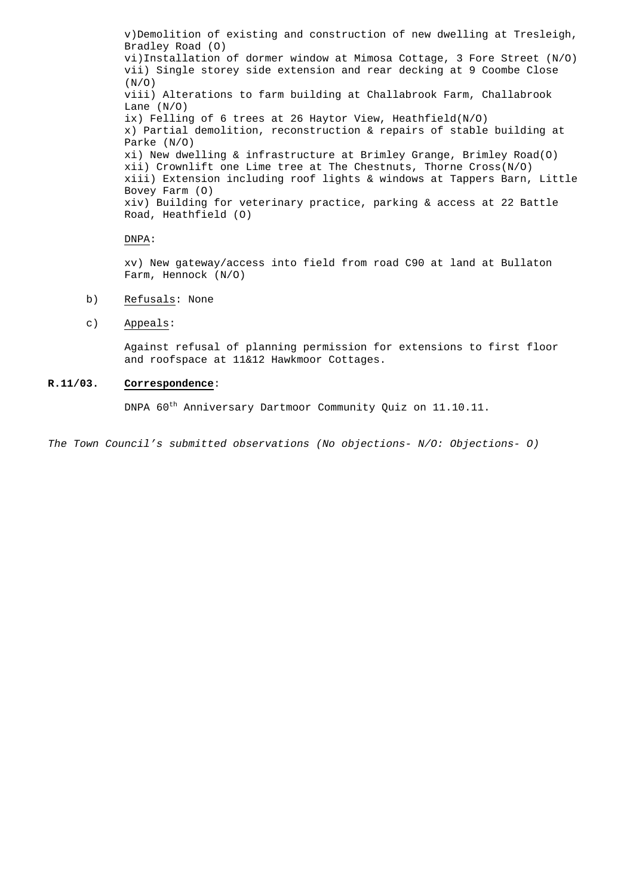v)Demolition of existing and construction of new dwelling at Tresleigh, Bradley Road (O)
vi)Installation of dormer window at Mimosa Cottage, 3 Fore Street (N/O)
vii) Single storey side extension and rear decking at 9 Coombe Close (N/O)
viii) Alterations to farm building at Challabrook Farm, Challabrook Lane (N/O)
ix) Felling of 6 trees at 26 Haytor View, Heathfield(N/O)
x) Partial demolition, reconstruction & repairs of stable building at Parke (N/O)
xi) New dwelling & infrastructure at Brimley Grange, Brimley Road(O)
xii) Crownlift one Lime tree at The Chestnuts, Thorne Cross(N/O)
xiii) Extension including roof lights & windows at Tappers Barn, Little Bovey Farm (O)
xiv) Building for veterinary practice, parking & access at 22 Battle Road, Heathfield (O)

DNPA:

xv) New gateway/access into field from road C90 at land at Bullaton Farm, Hennock (N/O)

b) Refusals: None

c) Appeals:

Against refusal of planning permission for extensions to first floor and roofspace at 11&12 Hawkmoor Cottages.

**R.11/03. Correspondence**:

DNPA 60th Anniversary Dartmoor Community Quiz on 11.10.11.

*The Town Council's submitted observations (No objections- N/O: Objections- O)*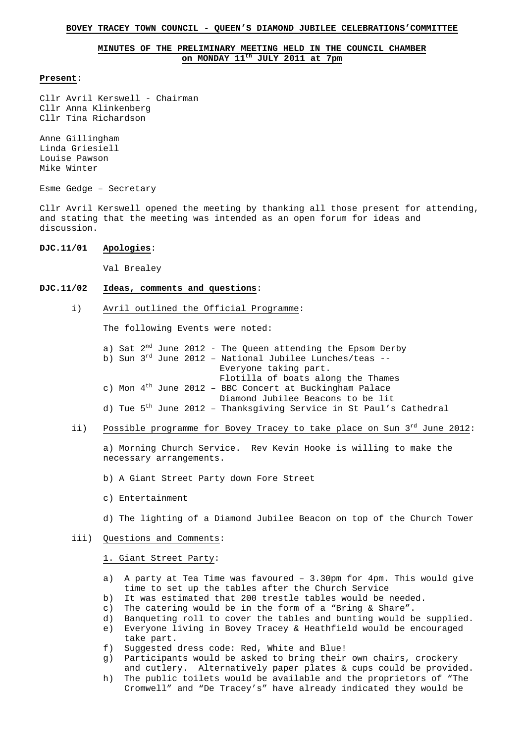**BOVEY TRACEY TOWN COUNCIL - QUEEN'S DIAMOND JUBILEE CELEBRATIONS'COMMITTEE**

**MINUTES OF THE PRELIMINARY MEETING HELD IN THE COUNCIL CHAMBER on MONDAY 11th JULY 2011 at 7pm**

**Present**:

Cllr Avril Kerswell - Chairman
Cllr Anna Klinkenberg
Cllr Tina Richardson

Anne Gillingham
Linda Griesiell
Louise Pawson
Mike Winter

Esme Gedge – Secretary

Cllr Avril Kerswell opened the meeting by thanking all those present for attending, and stating that the meeting was intended as an open forum for ideas and discussion.

**DJC.11/01 Apologies**:

Val Brealey

**DJC.11/02 Ideas, comments and questions**:

i) Avril outlined the Official Programme:

The following Events were noted:

a) Sat 2nd June 2012 - The Queen attending the Epsom Derby
b) Sun 3rd June 2012 – National Jubilee Lunches/teas -- Everyone taking part. Flotilla of boats along the Thames
c) Mon 4th June 2012 – BBC Concert at Buckingham Palace Diamond Jubilee Beacons to be lit
d) Tue 5th June 2012 – Thanksgiving Service in St Paul's Cathedral

ii) Possible programme for Bovey Tracey to take place on Sun 3rd June 2012:

a) Morning Church Service. Rev Kevin Hooke is willing to make the necessary arrangements.

b) A Giant Street Party down Fore Street

c) Entertainment

d) The lighting of a Diamond Jubilee Beacon on top of the Church Tower

iii) Questions and Comments:

1. Giant Street Party:

a) A party at Tea Time was favoured – 3.30pm for 4pm. This would give time to set up the tables after the Church Service
b) It was estimated that 200 trestle tables would be needed.
c) The catering would be in the form of a "Bring & Share".
d) Banqueting roll to cover the tables and bunting would be supplied.
e) Everyone living in Bovey Tracey & Heathfield would be encouraged take part.
f) Suggested dress code: Red, White and Blue!
g) Participants would be asked to bring their own chairs, crockery and cutlery. Alternatively paper plates & cups could be provided.
h) The public toilets would be available and the proprietors of "The Cromwell" and "De Tracey's" have already indicated they would be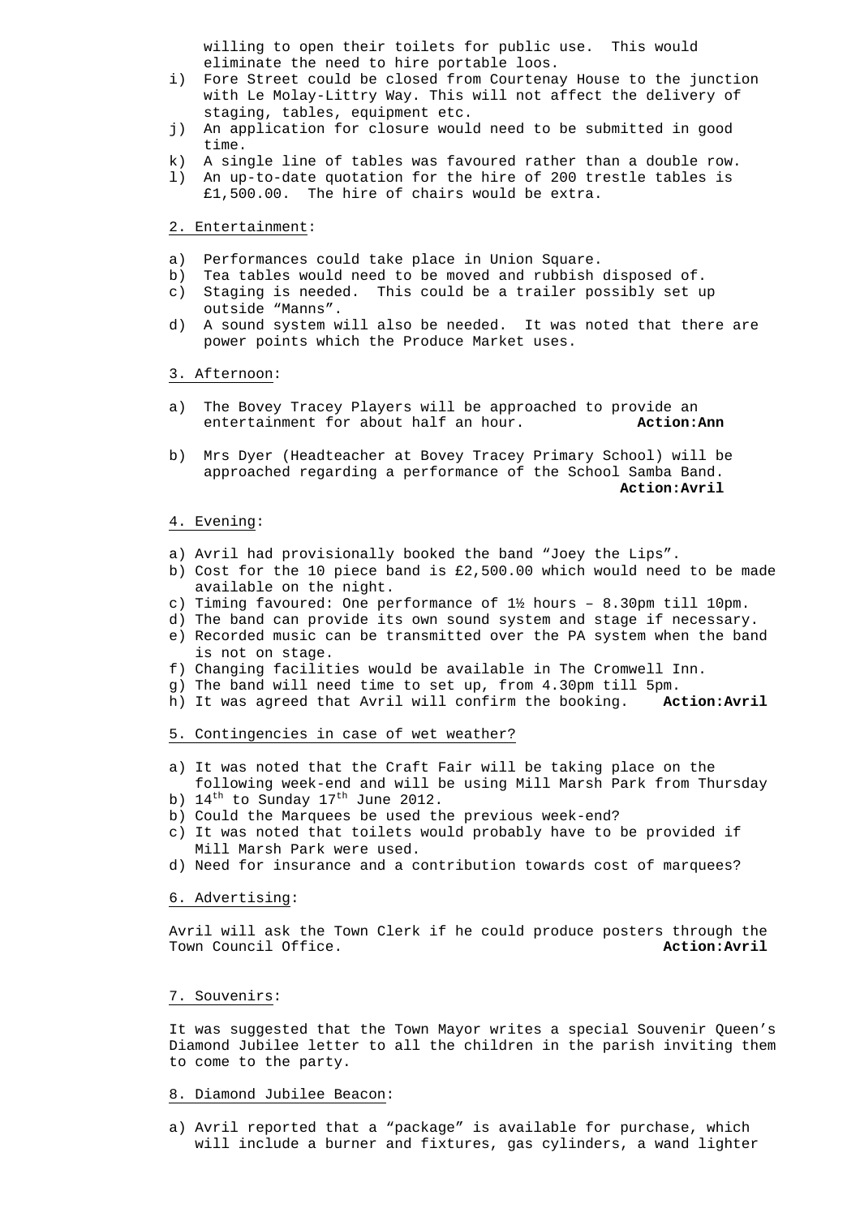willing to open their toilets for public use. This would eliminate the need to hire portable loos.

i) Fore Street could be closed from Courtenay House to the junction with Le Molay-Littry Way. This will not affect the delivery of staging, tables, equipment etc.
j) An application for closure would need to be submitted in good time.
k) A single line of tables was favoured rather than a double row.
l) An up-to-date quotation for the hire of 200 trestle tables is £1,500.00. The hire of chairs would be extra.

2. Entertainment:

a) Performances could take place in Union Square.
b) Tea tables would need to be moved and rubbish disposed of.
c) Staging is needed. This could be a trailer possibly set up outside "Manns".
d) A sound system will also be needed. It was noted that there are power points which the Produce Market uses.

3. Afternoon:

a) The Bovey Tracey Players will be approached to provide an entertainment for about half an hour. **Action:Ann**

b) Mrs Dyer (Headteacher at Bovey Tracey Primary School) will be approached regarding a performance of the School Samba Band. **Action:Avril**

4. Evening:

a) Avril had provisionally booked the band "Joey the Lips".
b) Cost for the 10 piece band is £2,500.00 which would need to be made available on the night.
c) Timing favoured: One performance of 1½ hours – 8.30pm till 10pm.
d) The band can provide its own sound system and stage if necessary.
e) Recorded music can be transmitted over the PA system when the band is not on stage.
f) Changing facilities would be available in The Cromwell Inn.
g) The band will need time to set up, from 4.30pm till 5pm.
h) It was agreed that Avril will confirm the booking. **Action:Avril**

5. Contingencies in case of wet weather?

a) It was noted that the Craft Fair will be taking place on the following week-end and will be using Mill Marsh Park from Thursday
b) 14th to Sunday 17th June 2012.
b) Could the Marquees be used the previous week-end?
c) It was noted that toilets would probably have to be provided if Mill Marsh Park were used.
d) Need for insurance and a contribution towards cost of marquees?

6. Advertising:

Avril will ask the Town Clerk if he could produce posters through the Town Council Office. **Action:Avril**

7. Souvenirs:

It was suggested that the Town Mayor writes a special Souvenir Queen's Diamond Jubilee letter to all the children in the parish inviting them to come to the party.

8. Diamond Jubilee Beacon:

a) Avril reported that a "package" is available for purchase, which will include a burner and fixtures, gas cylinders, a wand lighter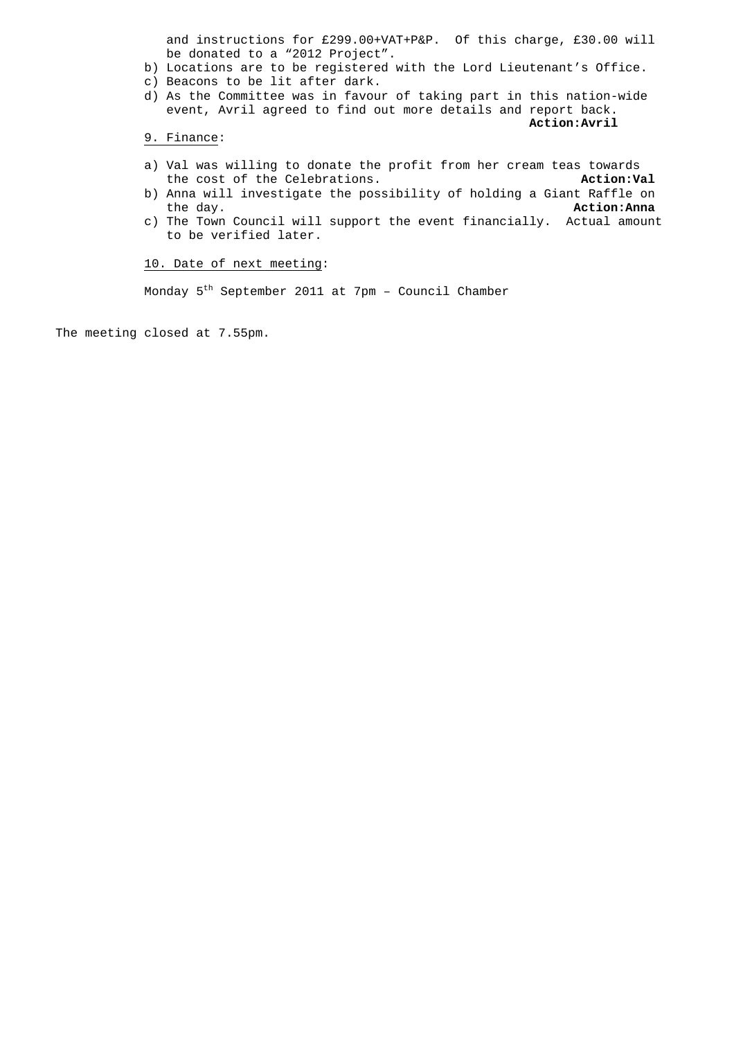and instructions for £299.00+VAT+P&P. Of this charge, £30.00 will be donated to a "2012 Project".

b) Locations are to be registered with the Lord Lieutenant's Office.
c) Beacons to be lit after dark.
d) As the Committee was in favour of taking part in this nation-wide event, Avril agreed to find out more details and report back. **Action:Avril**

9. Finance:

a) Val was willing to donate the profit from her cream teas towards the cost of the Celebrations. **Action:Val**
b) Anna will investigate the possibility of holding a Giant Raffle on the day. **Action:Anna**
c) The Town Council will support the event financially. Actual amount to be verified later.

10. Date of next meeting:

Monday 5th September 2011 at 7pm – Council Chamber

The meeting closed at 7.55pm.